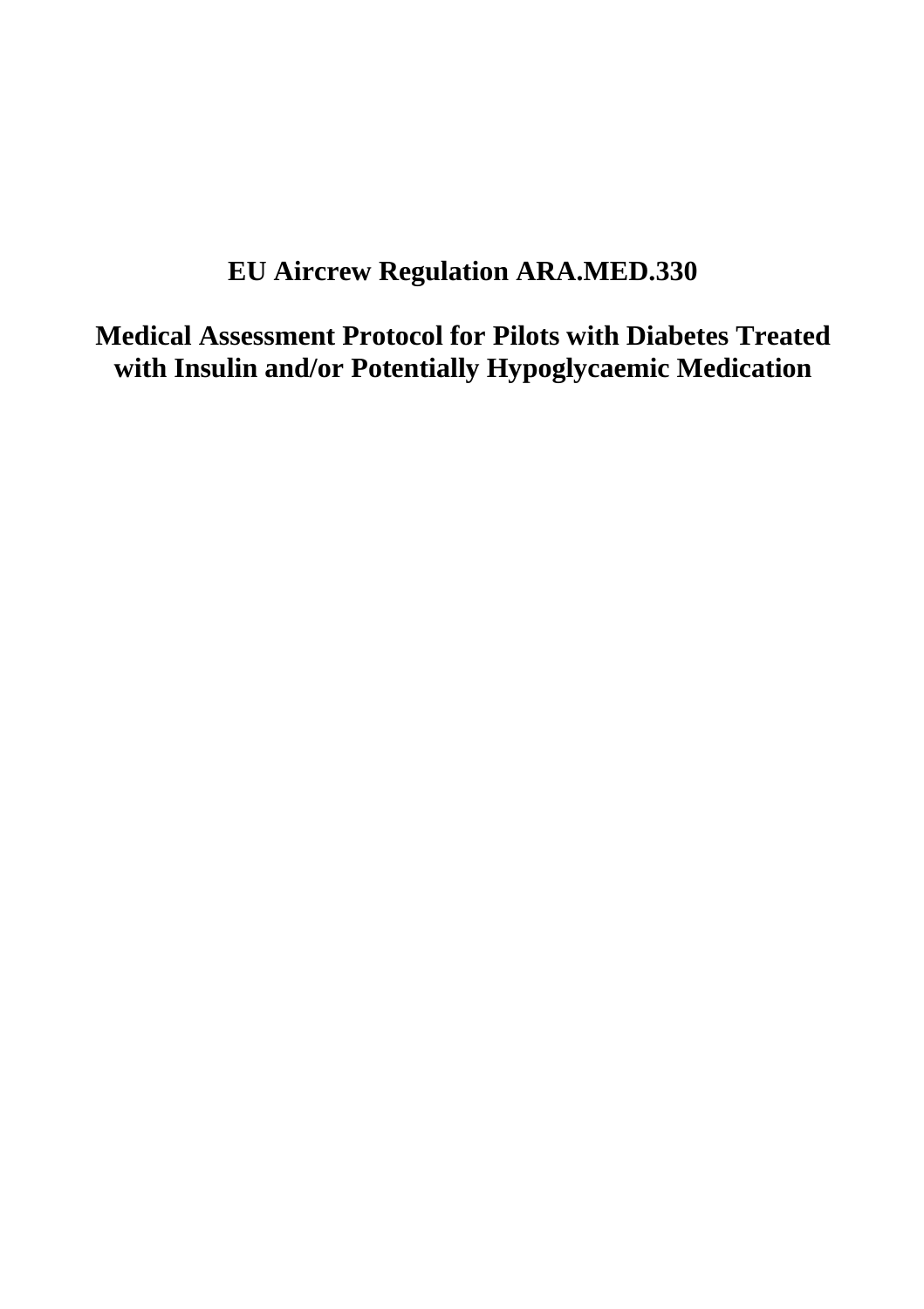# EU Aircrew Regulation ARA.MED.330

# Medical Assessment Protocol for Pilots with Diabetes Treated with Insulin and/or Potentially Hypoglycaemic Medication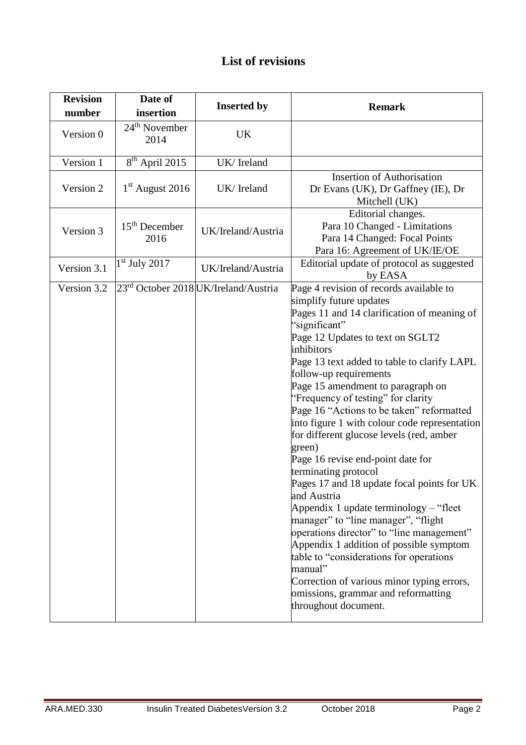# List of revisions

| Revision number | Date of insertion | Inserted by | Remark |
|---|---|---|---|
| Version 0 | 24th November 2014 | UK | |
| Version 1 | 8th April 2015 | UK/ Ireland | |
| Version 2 | 1st August 2016 | UK/ Ireland | Insertion of Authorisation Dr Evans (UK), Dr Gaffney (IE), Dr Mitchell (UK) |
| Version 3 | 15th December 2016 | UK/Ireland/Austria | Editorial changes. Para 10 Changed - Limitations Para 14 Changed: Focal Points Para 16: Agreement of UK/IE/OE |
| Version 3.1 | 1st July 2017 | UK/Ireland/Austria | Editorial update of protocol as suggested by EASA |
| Version 3.2 | 23rd October 2018 | UK/Ireland/Austria | Page 4 revision of records available to simplify future updates<br>Pages 11 and 14 clarification of meaning of "significant"<br>Page 12 Updates to text on SGLT2 inhibitors<br>Page 13 text added to table to clarify LAPL follow-up requirements<br>Page 15 amendment to paragraph on "Frequency of testing" for clarity<br>Page 16 "Actions to be taken" reformatted into figure 1 with colour code representation for different glucose levels (red, amber green)<br>Page 16 revise end-point date for terminating protocol<br>Pages 17 and 18 update focal points for UK and Austria<br>Appendix 1 update terminology – "fleet manager" to "line manager", "flight operations director" to "line management"<br>Appendix 1 addition of possible symptom table to "considerations for operations manual"<br>Correction of various minor typing errors, omissions, grammar and reformatting throughout document. |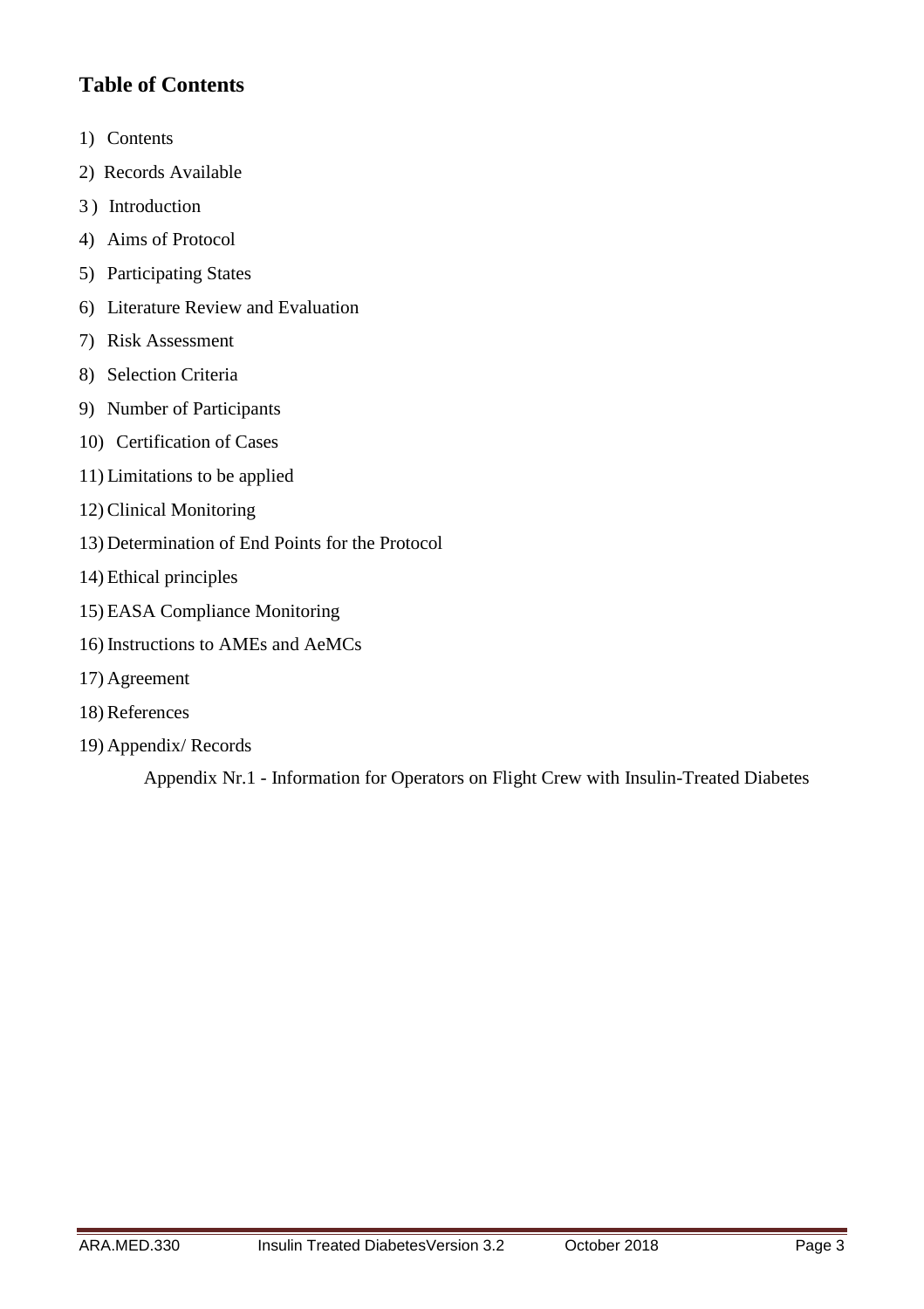## Table of Contents

1) Contents
2) Records Available
3) Introduction
4) Aims of Protocol
5) Participating States
6) Literature Review and Evaluation
7) Risk Assessment
8) Selection Criteria
9) Number of Participants
10) Certification of Cases
11) Limitations to be applied
12) Clinical Monitoring
13) Determination of End Points for the Protocol
14) Ethical principles
15) EASA Compliance Monitoring
16) Instructions to AMEs and AeMCs
17) Agreement
18) References
19) Appendix/ Records

    Appendix Nr.1 - Information for Operators on Flight Crew with Insulin-Treated Diabetes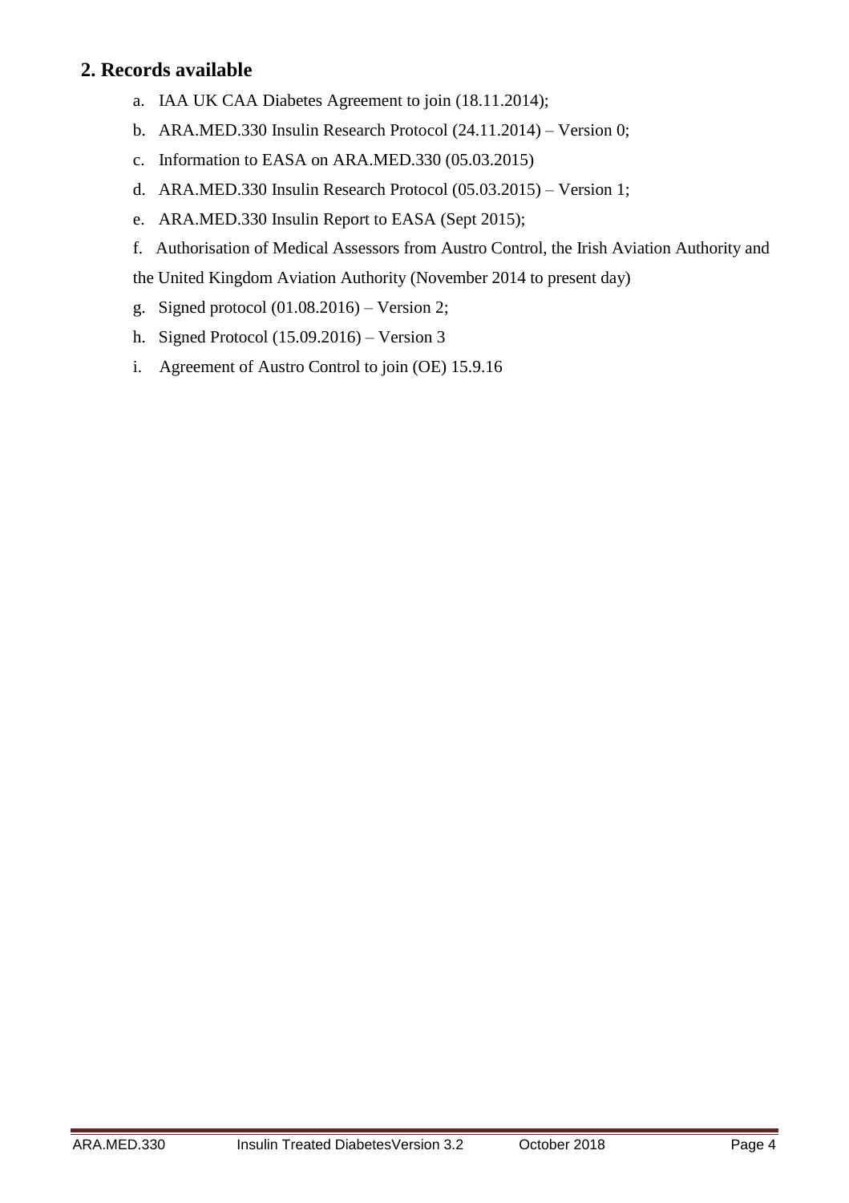## 2. Records available

a. IAA UK CAA Diabetes Agreement to join (18.11.2014);

b. ARA.MED.330 Insulin Research Protocol (24.11.2014) – Version 0;

c. Information to EASA on ARA.MED.330 (05.03.2015)

d. ARA.MED.330 Insulin Research Protocol (05.03.2015) – Version 1;

e. ARA.MED.330 Insulin Report to EASA (Sept 2015);

f. Authorisation of Medical Assessors from Austro Control, the Irish Aviation Authority and the United Kingdom Aviation Authority (November 2014 to present day)

g. Signed protocol (01.08.2016) – Version 2;

h. Signed Protocol (15.09.2016) – Version 3

i. Agreement of Austro Control to join (OE) 15.9.16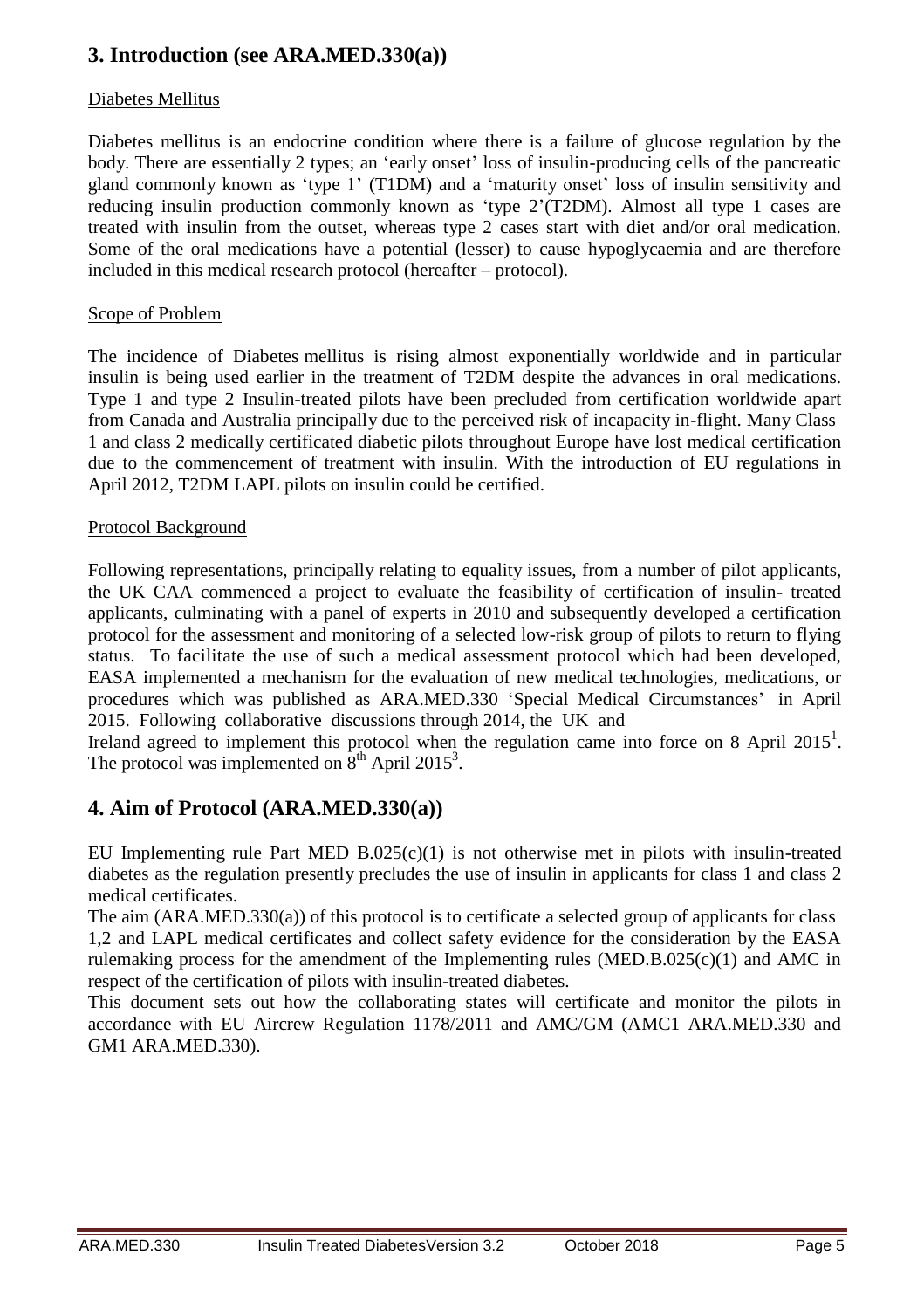## 3. Introduction (see ARA.MED.330(a))

Diabetes Mellitus

Diabetes mellitus is an endocrine condition where there is a failure of glucose regulation by the body. There are essentially 2 types; an 'early onset' loss of insulin-producing cells of the pancreatic gland commonly known as 'type 1' (T1DM) and a 'maturity onset' loss of insulin sensitivity and reducing insulin production commonly known as 'type 2'(T2DM). Almost all type 1 cases are treated with insulin from the outset, whereas type 2 cases start with diet and/or oral medication. Some of the oral medications have a potential (lesser) to cause hypoglycaemia and are therefore included in this medical research protocol (hereafter – protocol).

Scope of Problem

The incidence of Diabetes mellitus is rising almost exponentially worldwide and in particular insulin is being used earlier in the treatment of T2DM despite the advances in oral medications. Type 1 and type 2 Insulin-treated pilots have been precluded from certification worldwide apart from Canada and Australia principally due to the perceived risk of incapacity in-flight. Many Class 1 and class 2 medically certificated diabetic pilots throughout Europe have lost medical certification due to the commencement of treatment with insulin. With the introduction of EU regulations in April 2012, T2DM LAPL pilots on insulin could be certified.

Protocol Background

Following representations, principally relating to equality issues, from a number of pilot applicants, the UK CAA commenced a project to evaluate the feasibility of certification of insulin- treated applicants, culminating with a panel of experts in 2010 and subsequently developed a certification protocol for the assessment and monitoring of a selected low-risk group of pilots to return to flying status. To facilitate the use of such a medical assessment protocol which had been developed, EASA implemented a mechanism for the evaluation of new medical technologies, medications, or procedures which was published as ARA.MED.330 'Special Medical Circumstances' in April 2015. Following collaborative discussions through 2014, the UK and Ireland agreed to implement this protocol when the regulation came into force on 8 April 2015[1]. The protocol was implemented on 8th April 2015[3].

## 4. Aim of Protocol (ARA.MED.330(a))

EU Implementing rule Part MED B.025(c)(1) is not otherwise met in pilots with insulin-treated diabetes as the regulation presently precludes the use of insulin in applicants for class 1 and class 2 medical certificates.

The aim (ARA.MED.330(a)) of this protocol is to certificate a selected group of applicants for class 1,2 and LAPL medical certificates and collect safety evidence for the consideration by the EASA rulemaking process for the amendment of the Implementing rules (MED.B.025(c)(1) and AMC in respect of the certification of pilots with insulin-treated diabetes.

This document sets out how the collaborating states will certificate and monitor the pilots in accordance with EU Aircrew Regulation 1178/2011 and AMC/GM (AMC1 ARA.MED.330 and GM1 ARA.MED.330).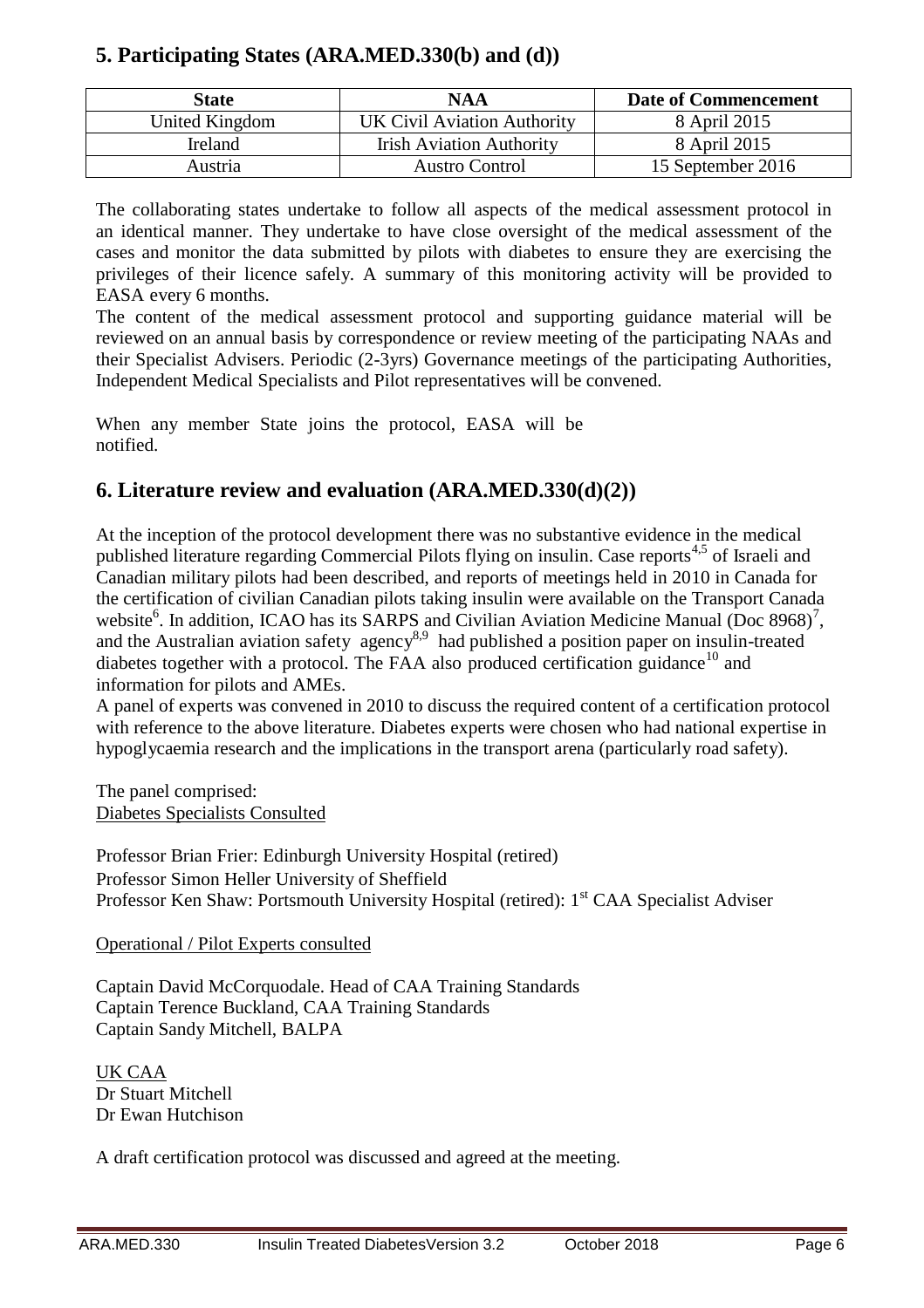## 5. Participating States (ARA.MED.330(b) and (d))

| State | NAA | Date of Commencement |
|---|---|---|
| United Kingdom | UK Civil Aviation Authority | 8 April 2015 |
| Ireland | Irish Aviation Authority | 8 April 2015 |
| Austria | Austro Control | 15 September 2016 |

The collaborating states undertake to follow all aspects of the medical assessment protocol in an identical manner. They undertake to have close oversight of the medical assessment of the cases and monitor the data submitted by pilots with diabetes to ensure they are exercising the privileges of their licence safely. A summary of this monitoring activity will be provided to EASA every 6 months.

The content of the medical assessment protocol and supporting guidance material will be reviewed on an annual basis by correspondence or review meeting of the participating NAAs and their Specialist Advisers. Periodic (2-3yrs) Governance meetings of the participating Authorities, Independent Medical Specialists and Pilot representatives will be convened.

When any member State joins the protocol, EASA will be notified.

## 6. Literature review and evaluation (ARA.MED.330(d)(2))

At the inception of the protocol development there was no substantive evidence in the medical published literature regarding Commercial Pilots flying on insulin. Case reports[4,5] of Israeli and Canadian military pilots had been described, and reports of meetings held in 2010 in Canada for the certification of civilian Canadian pilots taking insulin were available on the Transport Canada website[6]. In addition, ICAO has its SARPS and Civilian Aviation Medicine Manual (Doc 8968)[7], and the Australian aviation safety agency[8,9] had published a position paper on insulin-treated diabetes together with a protocol. The FAA also produced certification guidance[10] and information for pilots and AMEs.

A panel of experts was convened in 2010 to discuss the required content of a certification protocol with reference to the above literature. Diabetes experts were chosen who had national expertise in hypoglycaemia research and the implications in the transport arena (particularly road safety).

The panel comprised:

Diabetes Specialists Consulted

Professor Brian Frier: Edinburgh University Hospital (retired)
Professor Simon Heller University of Sheffield
Professor Ken Shaw: Portsmouth University Hospital (retired): 1st CAA Specialist Adviser

Operational / Pilot Experts consulted

Captain David McCorquodale. Head of CAA Training Standards
Captain Terence Buckland, CAA Training Standards
Captain Sandy Mitchell, BALPA

UK CAA
Dr Stuart Mitchell
Dr Ewan Hutchison

A draft certification protocol was discussed and agreed at the meeting.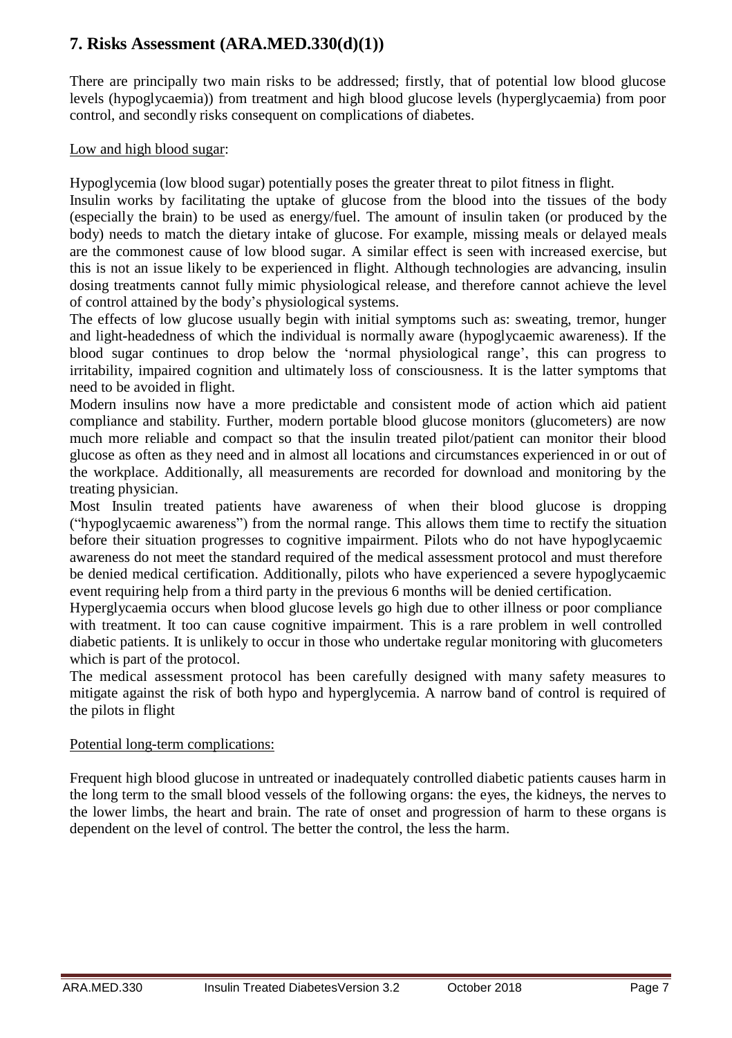## 7. Risks Assessment (ARA.MED.330(d)(1))

There are principally two main risks to be addressed; firstly, that of potential low blood glucose levels (hypoglycaemia)) from treatment and high blood glucose levels (hyperglycaemia) from poor control, and secondly risks consequent on complications of diabetes.

Low and high blood sugar:

Hypoglycemia (low blood sugar) potentially poses the greater threat to pilot fitness in flight.

Insulin works by facilitating the uptake of glucose from the blood into the tissues of the body (especially the brain) to be used as energy/fuel. The amount of insulin taken (or produced by the body) needs to match the dietary intake of glucose. For example, missing meals or delayed meals are the commonest cause of low blood sugar. A similar effect is seen with increased exercise, but this is not an issue likely to be experienced in flight. Although technologies are advancing, insulin dosing treatments cannot fully mimic physiological release, and therefore cannot achieve the level of control attained by the body's physiological systems.

The effects of low glucose usually begin with initial symptoms such as: sweating, tremor, hunger and light-headedness of which the individual is normally aware (hypoglycaemic awareness). If the blood sugar continues to drop below the 'normal physiological range', this can progress to irritability, impaired cognition and ultimately loss of consciousness. It is the latter symptoms that need to be avoided in flight.

Modern insulins now have a more predictable and consistent mode of action which aid patient compliance and stability. Further, modern portable blood glucose monitors (glucometers) are now much more reliable and compact so that the insulin treated pilot/patient can monitor their blood glucose as often as they need and in almost all locations and circumstances experienced in or out of the workplace. Additionally, all measurements are recorded for download and monitoring by the treating physician.

Most Insulin treated patients have awareness of when their blood glucose is dropping ("hypoglycaemic awareness") from the normal range. This allows them time to rectify the situation before their situation progresses to cognitive impairment. Pilots who do not have hypoglycaemic awareness do not meet the standard required of the medical assessment protocol and must therefore be denied medical certification. Additionally, pilots who have experienced a severe hypoglycaemic event requiring help from a third party in the previous 6 months will be denied certification.

Hyperglycaemia occurs when blood glucose levels go high due to other illness or poor compliance with treatment. It too can cause cognitive impairment. This is a rare problem in well controlled diabetic patients. It is unlikely to occur in those who undertake regular monitoring with glucometers which is part of the protocol.

The medical assessment protocol has been carefully designed with many safety measures to mitigate against the risk of both hypo and hyperglycemia. A narrow band of control is required of the pilots in flight

Potential long-term complications:

Frequent high blood glucose in untreated or inadequately controlled diabetic patients causes harm in the long term to the small blood vessels of the following organs: the eyes, the kidneys, the nerves to the lower limbs, the heart and brain. The rate of onset and progression of harm to these organs is dependent on the level of control. The better the control, the less the harm.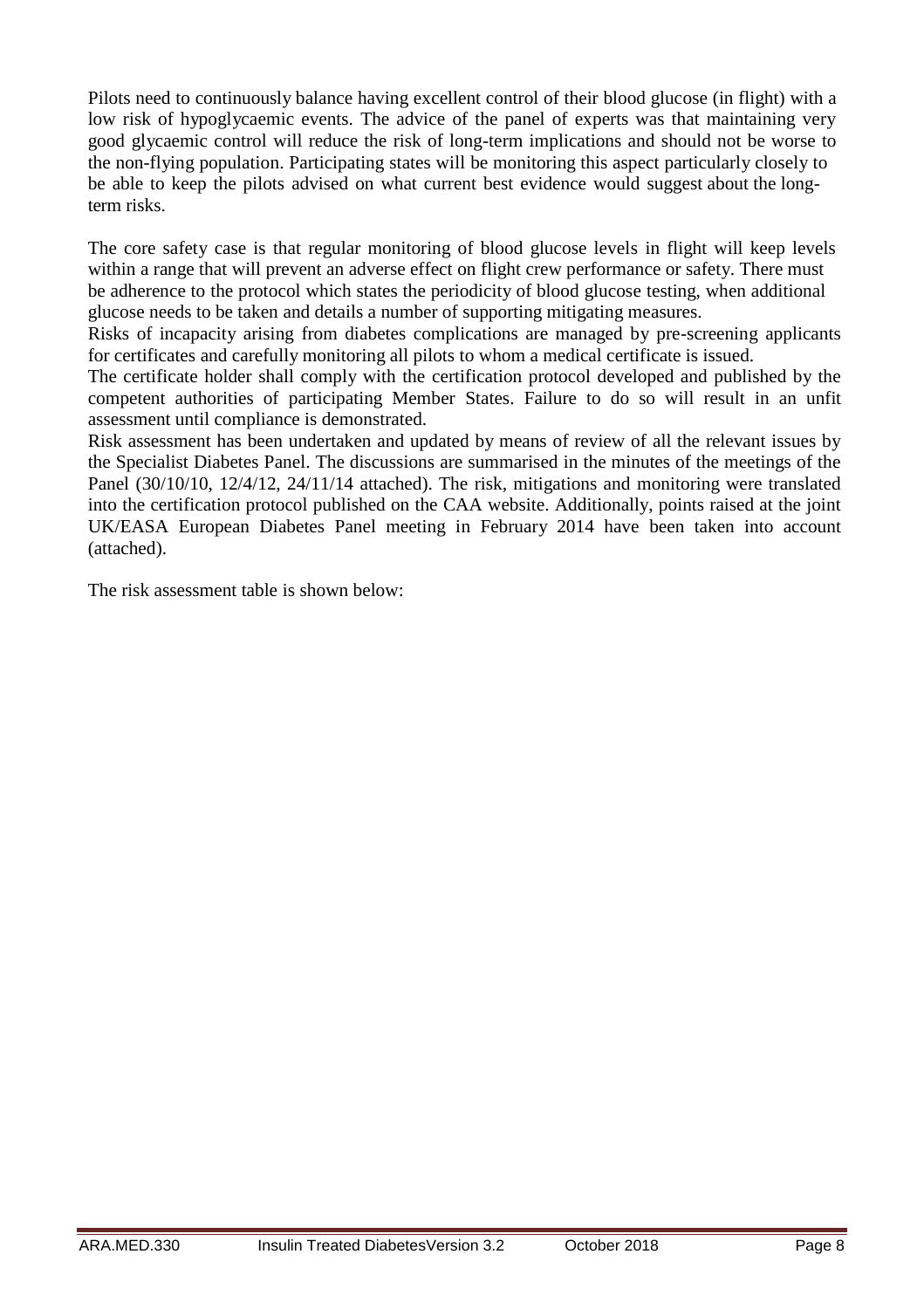Pilots need to continuously balance having excellent control of their blood glucose (in flight) with a low risk of hypoglycaemic events. The advice of the panel of experts was that maintaining very good glycaemic control will reduce the risk of long-term implications and should not be worse to the non-flying population. Participating states will be monitoring this aspect particularly closely to be able to keep the pilots advised on what current best evidence would suggest about the long-term risks.

The core safety case is that regular monitoring of blood glucose levels in flight will keep levels within a range that will prevent an adverse effect on flight crew performance or safety. There must be adherence to the protocol which states the periodicity of blood glucose testing, when additional glucose needs to be taken and details a number of supporting mitigating measures.

Risks of incapacity arising from diabetes complications are managed by pre-screening applicants for certificates and carefully monitoring all pilots to whom a medical certificate is issued.

The certificate holder shall comply with the certification protocol developed and published by the competent authorities of participating Member States. Failure to do so will result in an unfit assessment until compliance is demonstrated.

Risk assessment has been undertaken and updated by means of review of all the relevant issues by the Specialist Diabetes Panel. The discussions are summarised in the minutes of the meetings of the Panel (30/10/10, 12/4/12, 24/11/14 attached). The risk, mitigations and monitoring were translated into the certification protocol published on the CAA website. Additionally, points raised at the joint UK/EASA European Diabetes Panel meeting in February 2014 have been taken into account (attached).

The risk assessment table is shown below: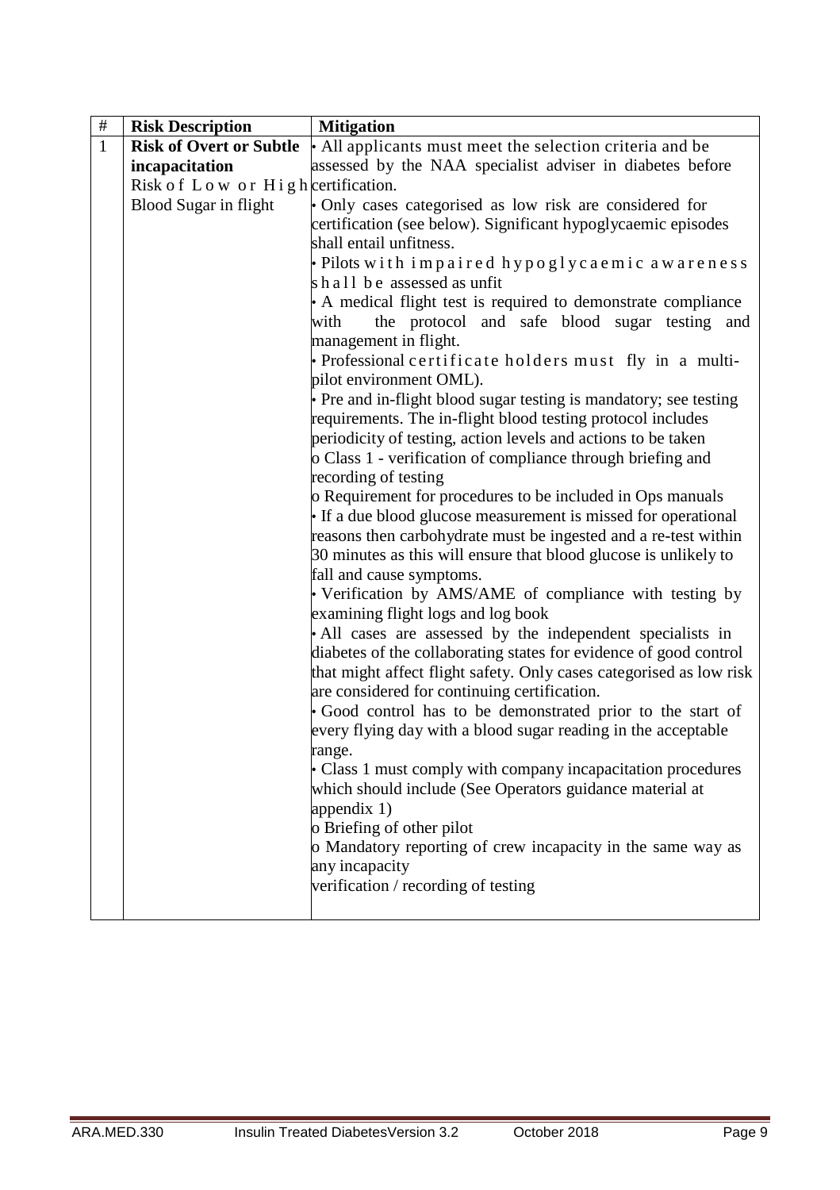| # | Risk Description | Mitigation |
|---|---|---|
| 1 | **Risk of Overt or Subtle incapacitation**<br>Risk of Low or High Blood Sugar in flight | • All applicants must meet the selection criteria and be assessed by the NAA specialist adviser in diabetes before certification.<br>• Only cases categorised as low risk are considered for certification (see below). Significant hypoglycaemic episodes shall entail unfitness.<br>• Pilots with impaired hypoglycaemic awareness shall be assessed as unfit<br>• A medical flight test is required to demonstrate compliance with the protocol and safe blood sugar testing and management in flight.<br>• Professional certificate holders must fly in a multi-pilot environment OML).<br>• Pre and in-flight blood sugar testing is mandatory; see testing requirements. The in-flight blood testing protocol includes periodicity of testing, action levels and actions to be taken<br>o Class 1 - verification of compliance through briefing and recording of testing<br>o Requirement for procedures to be included in Ops manuals<br>• If a due blood glucose measurement is missed for operational reasons then carbohydrate must be ingested and a re-test within 30 minutes as this will ensure that blood glucose is unlikely to fall and cause symptoms.<br>• Verification by AMS/AME of compliance with testing by examining flight logs and log book<br>• All cases are assessed by the independent specialists in diabetes of the collaborating states for evidence of good control that might affect flight safety. Only cases categorised as low risk are considered for continuing certification.<br>• Good control has to be demonstrated prior to the start of every flying day with a blood sugar reading in the acceptable range.<br>• Class 1 must comply with company incapacitation procedures which should include (See Operators guidance material at appendix 1)<br>o Briefing of other pilot<br>o Mandatory reporting of crew incapacity in the same way as any incapacity<br>verification / recording of testing |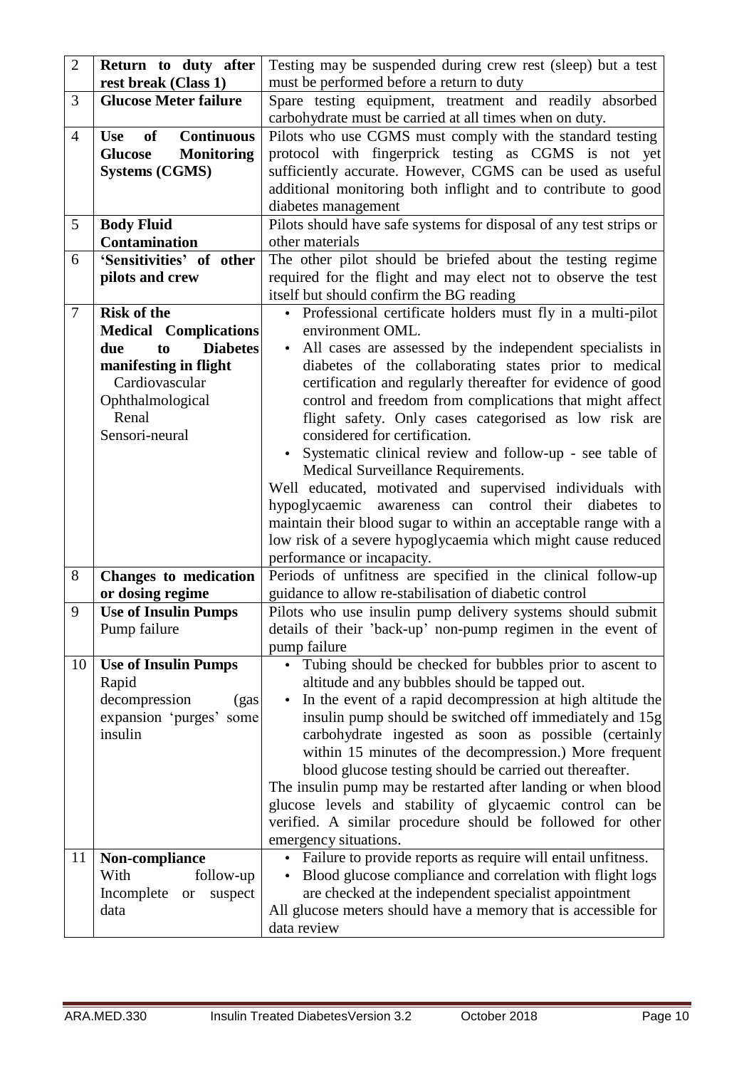| | | |
|---|---|---|
| 2 | **Return to duty after rest break (Class 1)** | Testing may be suspended during crew rest (sleep) but a test must be performed before a return to duty |
| 3 | **Glucose Meter failure** | Spare testing equipment, treatment and readily absorbed carbohydrate must be carried at all times when on duty. |
| 4 | **Use of Continuous Glucose Monitoring Systems (CGMS)** | Pilots who use CGMS must comply with the standard testing protocol with fingerprick testing as CGMS is not yet sufficiently accurate. However, CGMS can be used as useful additional monitoring both inflight and to contribute to good diabetes management |
| 5 | **Body Fluid Contamination** | Pilots should have safe systems for disposal of any test strips or other materials |
| 6 | **'Sensitivities' of other pilots and crew** | The other pilot should be briefed about the testing regime required for the flight and may elect not to observe the test itself but should confirm the BG reading |
| 7 | **Risk of the Medical Complications due to Diabetes manifesting in flight**<br>Cardiovascular<br>Ophthalmological<br>Renal<br>Sensori-neural | • Professional certificate holders must fly in a multi-pilot environment OML.<br>• All cases are assessed by the independent specialists in diabetes of the collaborating states prior to medical certification and regularly thereafter for evidence of good control and freedom from complications that might affect flight safety. Only cases categorised as low risk are considered for certification.<br>• Systematic clinical review and follow-up - see table of Medical Surveillance Requirements.<br>Well educated, motivated and supervised individuals with hypoglycaemic awareness can control their diabetes to maintain their blood sugar to within an acceptable range with a low risk of a severe hypoglycaemia which might cause reduced performance or incapacity. |
| 8 | **Changes to medication or dosing regime** | Periods of unfitness are specified in the clinical follow-up guidance to allow re-stabilisation of diabetic control |
| 9 | **Use of Insulin Pumps**<br>Pump failure | Pilots who use insulin pump delivery systems should submit details of their 'back-up' non-pump regimen in the event of pump failure |
| 10 | **Use of Insulin Pumps**<br>Rapid decompression (gas expansion 'purges' some insulin | • Tubing should be checked for bubbles prior to ascent to altitude and any bubbles should be tapped out.<br>• In the event of a rapid decompression at high altitude the insulin pump should be switched off immediately and 15g carbohydrate ingested as soon as possible (certainly within 15 minutes of the decompression.) More frequent blood glucose testing should be carried out thereafter.<br>The insulin pump may be restarted after landing or when blood glucose levels and stability of glycaemic control can be verified. A similar procedure should be followed for other emergency situations. |
| 11 | **Non-compliance**<br>With follow-up<br>Incomplete or suspect data | • Failure to provide reports as require will entail unfitness.<br>• Blood glucose compliance and correlation with flight logs are checked at the independent specialist appointment<br>All glucose meters should have a memory that is accessible for data review |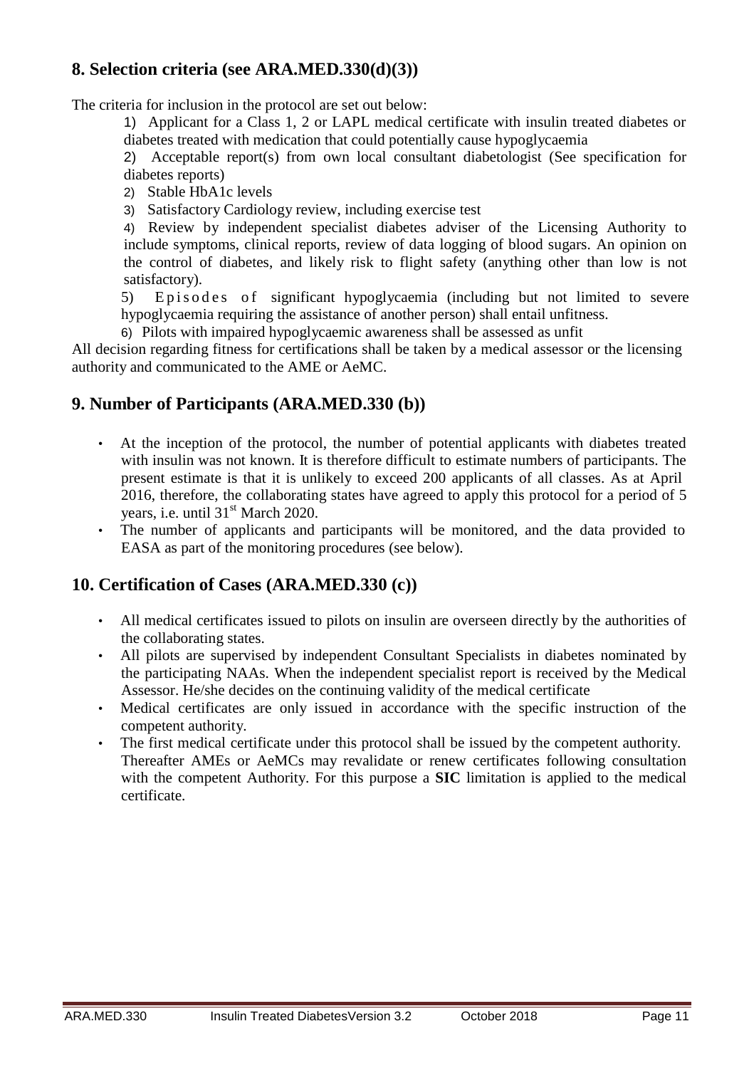## 8. Selection criteria (see ARA.MED.330(d)(3))

The criteria for inclusion in the protocol are set out below:

1) Applicant for a Class 1, 2 or LAPL medical certificate with insulin treated diabetes or diabetes treated with medication that could potentially cause hypoglycaemia

2) Acceptable report(s) from own local consultant diabetologist (See specification for diabetes reports)

2) Stable HbA1c levels

3) Satisfactory Cardiology review, including exercise test

4) Review by independent specialist diabetes adviser of the Licensing Authority to include symptoms, clinical reports, review of data logging of blood sugars. An opinion on the control of diabetes, and likely risk to flight safety (anything other than low is not satisfactory).

5) Episodes of significant hypoglycaemia (including but not limited to severe hypoglycaemia requiring the assistance of another person) shall entail unfitness.

6) Pilots with impaired hypoglycaemic awareness shall be assessed as unfit

All decision regarding fitness for certifications shall be taken by a medical assessor or the licensing authority and communicated to the AME or AeMC.

## 9. Number of Participants (ARA.MED.330 (b))

- At the inception of the protocol, the number of potential applicants with diabetes treated with insulin was not known. It is therefore difficult to estimate numbers of participants. The present estimate is that it is unlikely to exceed 200 applicants of all classes. As at April 2016, therefore, the collaborating states have agreed to apply this protocol for a period of 5 years, i.e. until 31st March 2020.
- The number of applicants and participants will be monitored, and the data provided to EASA as part of the monitoring procedures (see below).

## 10. Certification of Cases (ARA.MED.330 (c))

- All medical certificates issued to pilots on insulin are overseen directly by the authorities of the collaborating states.
- All pilots are supervised by independent Consultant Specialists in diabetes nominated by the participating NAAs. When the independent specialist report is received by the Medical Assessor. He/she decides on the continuing validity of the medical certificate
- Medical certificates are only issued in accordance with the specific instruction of the competent authority.
- The first medical certificate under this protocol shall be issued by the competent authority. Thereafter AMEs or AeMCs may revalidate or renew certificates following consultation with the competent Authority. For this purpose a **SIC** limitation is applied to the medical certificate.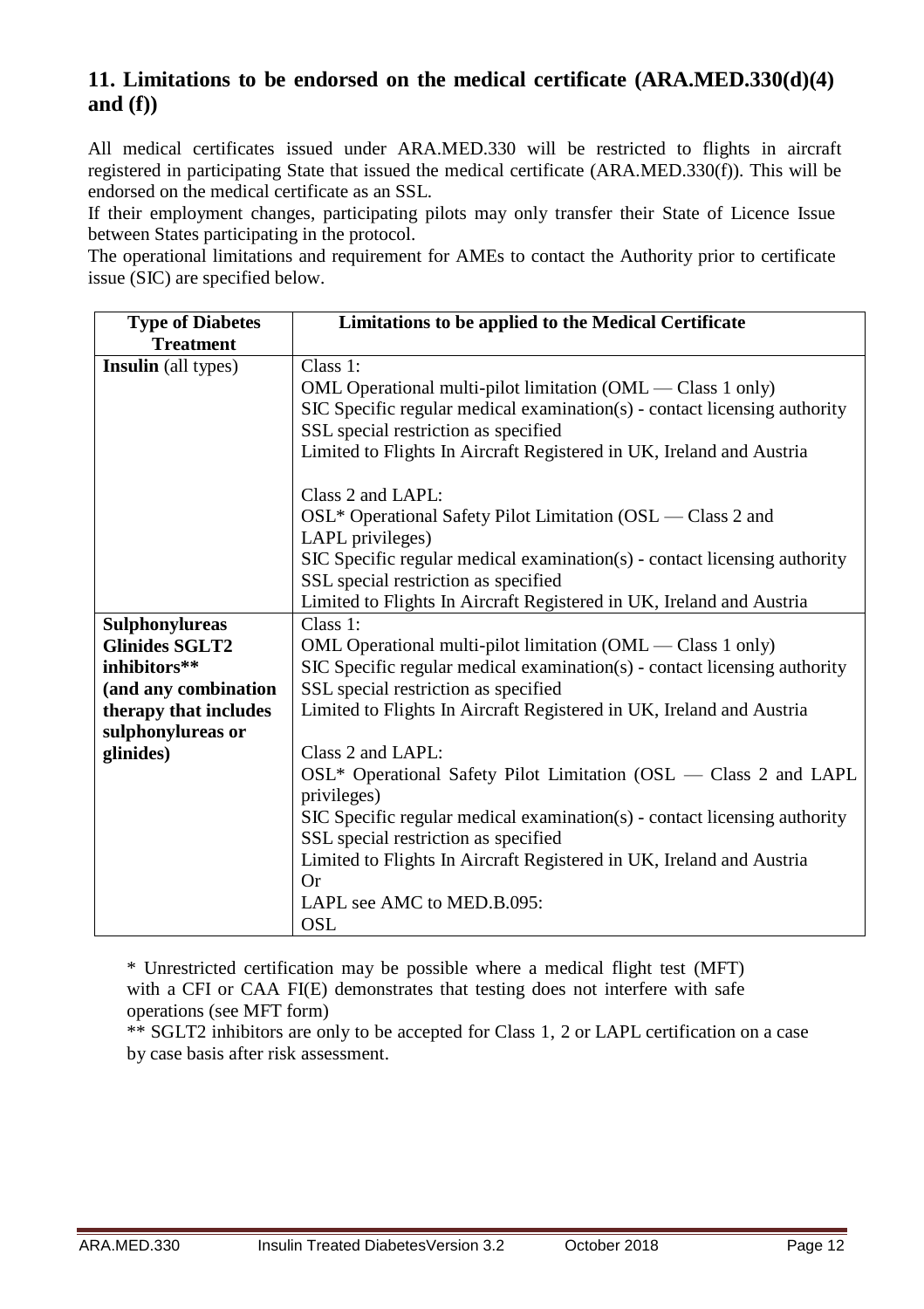## 11. Limitations to be endorsed on the medical certificate (ARA.MED.330(d)(4) and (f))

All medical certificates issued under ARA.MED.330 will be restricted to flights in aircraft registered in participating State that issued the medical certificate (ARA.MED.330(f)). This will be endorsed on the medical certificate as an SSL.

If their employment changes, participating pilots may only transfer their State of Licence Issue between States participating in the protocol.

The operational limitations and requirement for AMEs to contact the Authority prior to certificate issue (SIC) are specified below.

| Type of Diabetes Treatment | Limitations to be applied to the Medical Certificate |
|---|---|
| **Insulin** (all types) | Class 1:<br>OML Operational multi-pilot limitation (OML — Class 1 only)<br>SIC Specific regular medical examination(s) - contact licensing authority<br>SSL special restriction as specified<br>Limited to Flights In Aircraft Registered in UK, Ireland and Austria<br><br>Class 2 and LAPL:<br>OSL* Operational Safety Pilot Limitation (OSL — Class 2 and LAPL privileges)<br>SIC Specific regular medical examination(s) - contact licensing authority<br>SSL special restriction as specified<br>Limited to Flights In Aircraft Registered in UK, Ireland and Austria |
| **Sulphonylureas Glinides SGLT2 inhibitors\*\* (and any combination therapy that includes sulphonylureas or glinides)** | Class 1:<br>OML Operational multi-pilot limitation (OML — Class 1 only)<br>SIC Specific regular medical examination(s) - contact licensing authority<br>SSL special restriction as specified<br>Limited to Flights In Aircraft Registered in UK, Ireland and Austria<br><br>Class 2 and LAPL:<br>OSL* Operational Safety Pilot Limitation (OSL — Class 2 and LAPL privileges)<br>SIC Specific regular medical examination(s) - contact licensing authority<br>SSL special restriction as specified<br>Limited to Flights In Aircraft Registered in UK, Ireland and Austria<br>Or<br>LAPL see AMC to MED.B.095:<br>OSL |

\* Unrestricted certification may be possible where a medical flight test (MFT) with a CFI or CAA FI(E) demonstrates that testing does not interfere with safe operations (see MFT form)

\*\* SGLT2 inhibitors are only to be accepted for Class 1, 2 or LAPL certification on a case by case basis after risk assessment.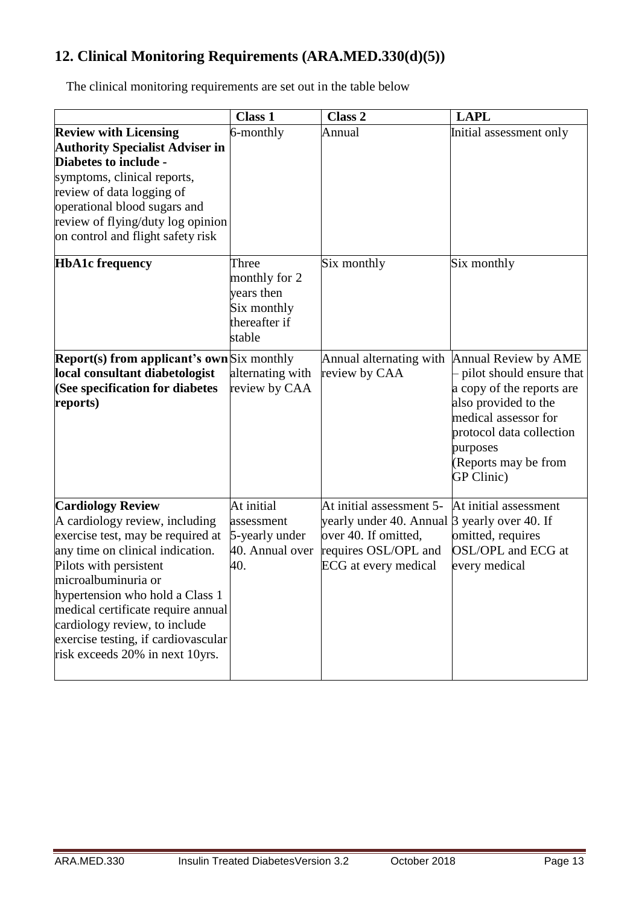## 12. Clinical Monitoring Requirements (ARA.MED.330(d)(5))

The clinical monitoring requirements are set out in the table below

| | Class 1 | Class 2 | LAPL |
|---|---|---|---|
| **Review with Licensing Authority Specialist Adviser in Diabetes to include -** symptoms, clinical reports, review of data logging of operational blood sugars and review of flying/duty log opinion on control and flight safety risk | 6-monthly | Annual | Initial assessment only |
| **HbA1c frequency** | Three monthly for 2 years then Six monthly thereafter if stable | Six monthly | Six monthly |
| **Report(s) from applicant's own local consultant diabetologist (See specification for diabetes reports)** | Six monthly alternating with review by CAA | Annual alternating with review by CAA | Annual Review by AME – pilot should ensure that a copy of the reports are also provided to the medical assessor for protocol data collection purposes (Reports may be from GP Clinic) |
| **Cardiology Review** A cardiology review, including exercise test, may be required at any time on clinical indication. Pilots with persistent microalbuminuria or hypertension who hold a Class 1 medical certificate require annual cardiology review, to include exercise testing, if cardiovascular risk exceeds 20% in next 10yrs. | At initial assessment 5-yearly under 40. Annual over 40. | At initial assessment 5-yearly under 40. Annual over 40. If omitted, requires OSL/OPL and ECG at every medical | At initial assessment 3 yearly over 40. If omitted, requires OSL/OPL and ECG at every medical |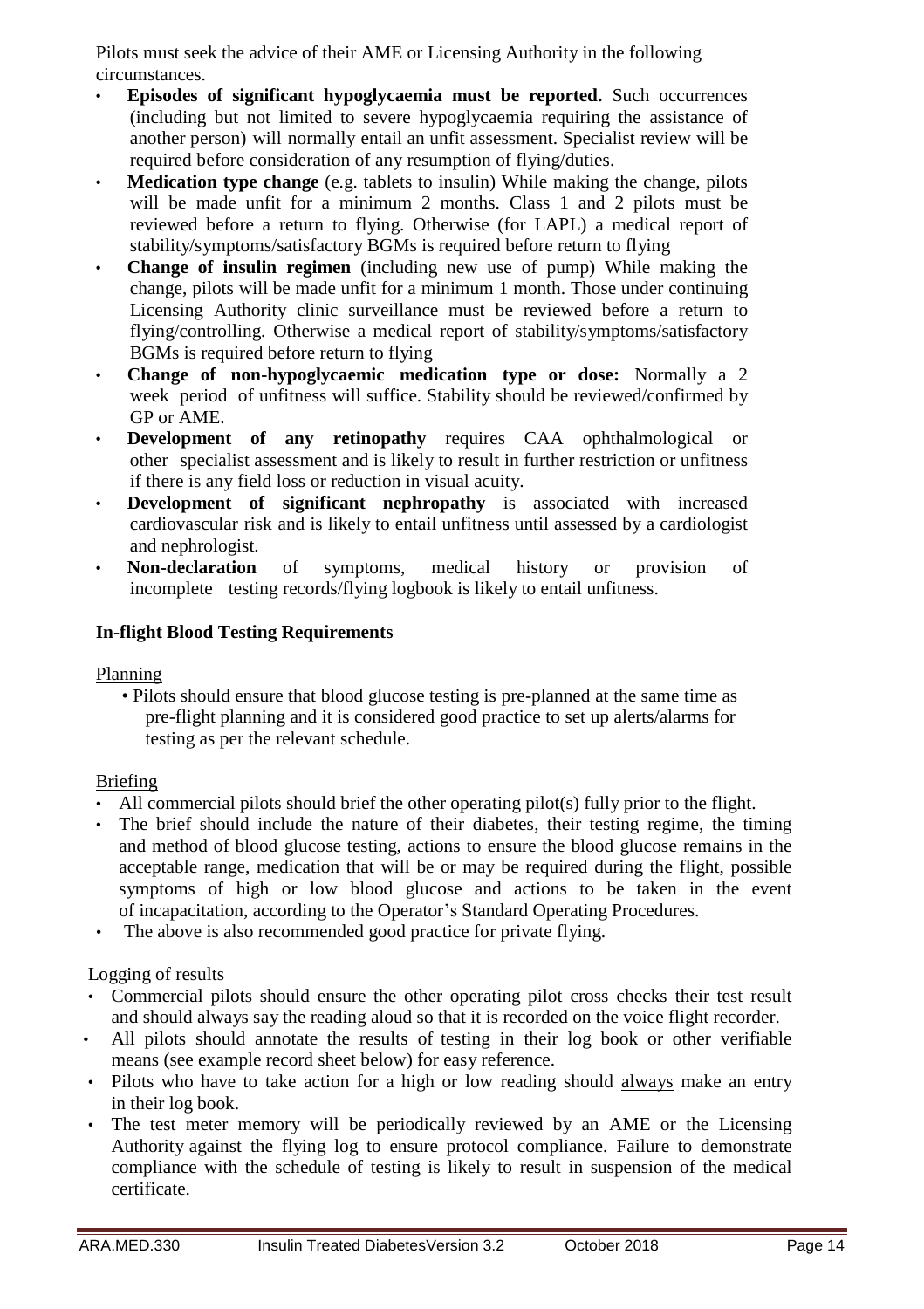Pilots must seek the advice of their AME or Licensing Authority in the following circumstances.

- **Episodes of significant hypoglycaemia must be reported.** Such occurrences (including but not limited to severe hypoglycaemia requiring the assistance of another person) will normally entail an unfit assessment. Specialist review will be required before consideration of any resumption of flying/duties.
- **Medication type change** (e.g. tablets to insulin) While making the change, pilots will be made unfit for a minimum 2 months. Class 1 and 2 pilots must be reviewed before a return to flying. Otherwise (for LAPL) a medical report of stability/symptoms/satisfactory BGMs is required before return to flying
- **Change of insulin regimen** (including new use of pump) While making the change, pilots will be made unfit for a minimum 1 month. Those under continuing Licensing Authority clinic surveillance must be reviewed before a return to flying/controlling. Otherwise a medical report of stability/symptoms/satisfactory BGMs is required before return to flying
- **Change of non-hypoglycaemic medication type or dose:** Normally a 2 week period of unfitness will suffice. Stability should be reviewed/confirmed by GP or AME.
- **Development of any retinopathy** requires CAA ophthalmological or other specialist assessment and is likely to result in further restriction or unfitness if there is any field loss or reduction in visual acuity.
- **Development of significant nephropathy** is associated with increased cardiovascular risk and is likely to entail unfitness until assessed by a cardiologist and nephrologist.
- **Non-declaration** of symptoms, medical history or provision of incomplete testing records/flying logbook is likely to entail unfitness.

### In-flight Blood Testing Requirements

Planning

- Pilots should ensure that blood glucose testing is pre-planned at the same time as pre-flight planning and it is considered good practice to set up alerts/alarms for testing as per the relevant schedule.

Briefing

- All commercial pilots should brief the other operating pilot(s) fully prior to the flight.
- The brief should include the nature of their diabetes, their testing regime, the timing and method of blood glucose testing, actions to ensure the blood glucose remains in the acceptable range, medication that will be or may be required during the flight, possible symptoms of high or low blood glucose and actions to be taken in the event of incapacitation, according to the Operator's Standard Operating Procedures.
- The above is also recommended good practice for private flying.

Logging of results

- Commercial pilots should ensure the other operating pilot cross checks their test result and should always say the reading aloud so that it is recorded on the voice flight recorder.
- All pilots should annotate the results of testing in their log book or other verifiable means (see example record sheet below) for easy reference.
- Pilots who have to take action for a high or low reading should always make an entry in their log book.
- The test meter memory will be periodically reviewed by an AME or the Licensing Authority against the flying log to ensure protocol compliance. Failure to demonstrate compliance with the schedule of testing is likely to result in suspension of the medical certificate.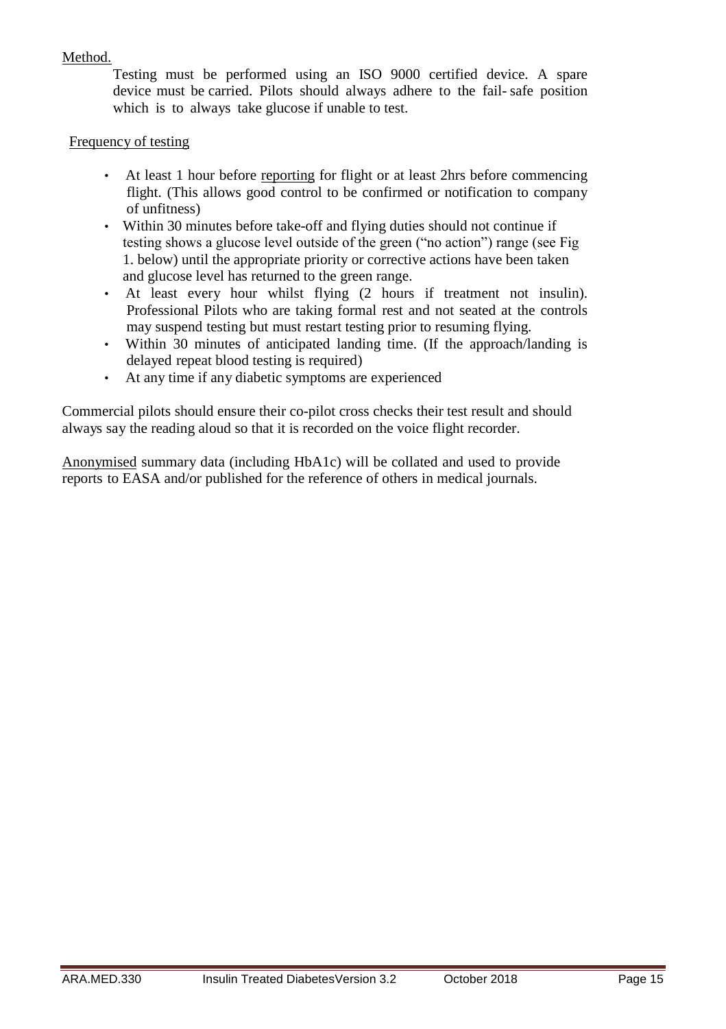Method.

Testing must be performed using an ISO 9000 certified device. A spare device must be carried. Pilots should always adhere to the fail-safe position which is to always take glucose if unable to test.

Frequency of testing

- At least 1 hour before reporting for flight or at least 2hrs before commencing flight. (This allows good control to be confirmed or notification to company of unfitness)
- Within 30 minutes before take-off and flying duties should not continue if testing shows a glucose level outside of the green ("no action") range (see Fig 1. below) until the appropriate priority or corrective actions have been taken and glucose level has returned to the green range.
- At least every hour whilst flying (2 hours if treatment not insulin). Professional Pilots who are taking formal rest and not seated at the controls may suspend testing but must restart testing prior to resuming flying.
- Within 30 minutes of anticipated landing time. (If the approach/landing is delayed repeat blood testing is required)
- At any time if any diabetic symptoms are experienced

Commercial pilots should ensure their co-pilot cross checks their test result and should always say the reading aloud so that it is recorded on the voice flight recorder.

Anonymised summary data (including HbA1c) will be collated and used to provide reports to EASA and/or published for the reference of others in medical journals.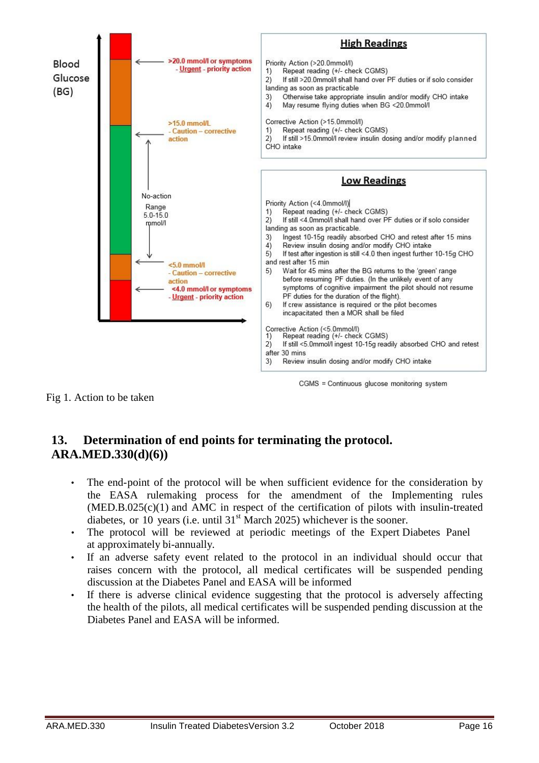Blood Glucose (BG)

- >20.0 mmol/l or symptoms - **Urgent** - priority action
- >15.0 mmol/L - Caution – corrective action
- No-action Range 5.0-15.0 mmol/l
- <5.0 mmol/l - Caution – corrective action
- <4.0 mmol/l or symptoms - **Urgent** - priority action

**High Readings**

Priority Action (>20.0mmol/l)
1) Repeat reading (+/- check CGMS)
2) If still >20.0mmol/l shall hand over PF duties or if solo consider landing as soon as practicable
3) Otherwise take appropriate insulin and/or modify CHO intake
4) May resume flying duties when BG <20.0mmol/l

Corrective Action (>15.0mmol/l)
1) Repeat reading (+/- check CGMS)
2) If still >15.0mmol/l review insulin dosing and/or modify planned CHO intake

**Low Readings**

Priority Action (<4.0mmol/l)
1) Repeat reading (+/- check CGMS)
2) If still <4.0mmol/l shall hand over PF duties or if solo consider landing as soon as practicable.
3) Ingest 10-15g readily absorbed CHO and retest after 15 mins
4) Review insulin dosing and/or modify CHO intake
5) If test after ingestion is still <4.0 then ingest further 10-15g CHO and rest after 15 min
5) Wait for 45 mins after the BG returns to the 'green' range before resuming PF duties. (In the unlikely event of any symptoms of cognitive impairment the pilot should not resume PF duties for the duration of the flight).
6) If crew assistance is required or the pilot becomes incapacitated then a MOR shall be filed

Corrective Action (<5.0mmol/l)
1) Repeat reading (+/- check CGMS)
2) If still <5.0mmol/l ingest 10-15g readily absorbed CHO and retest after 30 mins
3) Review insulin dosing and/or modify CHO intake

CGMS = Continuous glucose monitoring system

Fig 1. Action to be taken

## 13. Determination of end points for terminating the protocol. ARA.MED.330(d)(6))

- The end-point of the protocol will be when sufficient evidence for the consideration by the EASA rulemaking process for the amendment of the Implementing rules (MED.B.025(c)(1) and AMC in respect of the certification of pilots with insulin-treated diabetes, or 10 years (i.e. until 31st March 2025) whichever is the sooner.
- The protocol will be reviewed at periodic meetings of the Expert Diabetes Panel at approximately bi-annually.
- If an adverse safety event related to the protocol in an individual should occur that raises concern with the protocol, all medical certificates will be suspended pending discussion at the Diabetes Panel and EASA will be informed
- If there is adverse clinical evidence suggesting that the protocol is adversely affecting the health of the pilots, all medical certificates will be suspended pending discussion at the Diabetes Panel and EASA will be informed.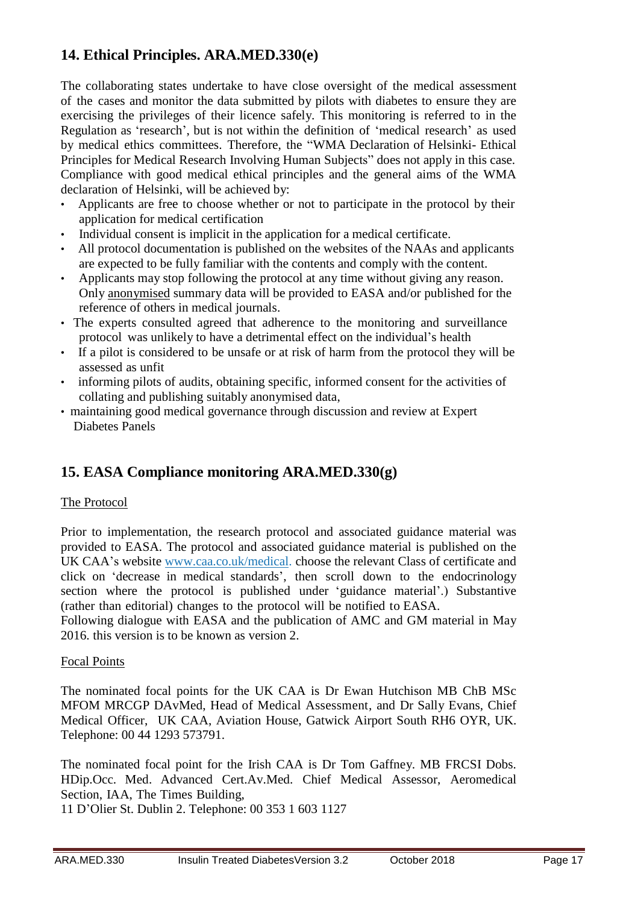## 14. Ethical Principles. ARA.MED.330(e)

The collaborating states undertake to have close oversight of the medical assessment of the cases and monitor the data submitted by pilots with diabetes to ensure they are exercising the privileges of their licence safely. This monitoring is referred to in the Regulation as 'research', but is not within the definition of 'medical research' as used by medical ethics committees. Therefore, the "WMA Declaration of Helsinki- Ethical Principles for Medical Research Involving Human Subjects" does not apply in this case. Compliance with good medical ethical principles and the general aims of the WMA declaration of Helsinki, will be achieved by:

- Applicants are free to choose whether or not to participate in the protocol by their application for medical certification
- Individual consent is implicit in the application for a medical certificate.
- All protocol documentation is published on the websites of the NAAs and applicants are expected to be fully familiar with the contents and comply with the content.
- Applicants may stop following the protocol at any time without giving any reason. Only anonymised summary data will be provided to EASA and/or published for the reference of others in medical journals.
- The experts consulted agreed that adherence to the monitoring and surveillance protocol was unlikely to have a detrimental effect on the individual's health
- If a pilot is considered to be unsafe or at risk of harm from the protocol they will be assessed as unfit
- informing pilots of audits, obtaining specific, informed consent for the activities of collating and publishing suitably anonymised data,
- maintaining good medical governance through discussion and review at Expert Diabetes Panels

## 15. EASA Compliance monitoring ARA.MED.330(g)

The Protocol

Prior to implementation, the research protocol and associated guidance material was provided to EASA. The protocol and associated guidance material is published on the UK CAA's website www.caa.co.uk/medical. choose the relevant Class of certificate and click on 'decrease in medical standards', then scroll down to the endocrinology section where the protocol is published under 'guidance material'.) Substantive (rather than editorial) changes to the protocol will be notified to EASA.
Following dialogue with EASA and the publication of AMC and GM material in May 2016. this version is to be known as version 2.

Focal Points

The nominated focal points for the UK CAA is Dr Ewan Hutchison MB ChB MSc MFOM MRCGP DAvMed, Head of Medical Assessment, and Dr Sally Evans, Chief Medical Officer, UK CAA, Aviation House, Gatwick Airport South RH6 OYR, UK. Telephone: 00 44 1293 573791.

The nominated focal point for the Irish CAA is Dr Tom Gaffney. MB FRCSI Dobs. HDip.Occ. Med. Advanced Cert.Av.Med. Chief Medical Assessor, Aeromedical Section, IAA, The Times Building,
11 D'Olier St. Dublin 2. Telephone: 00 353 1 603 1127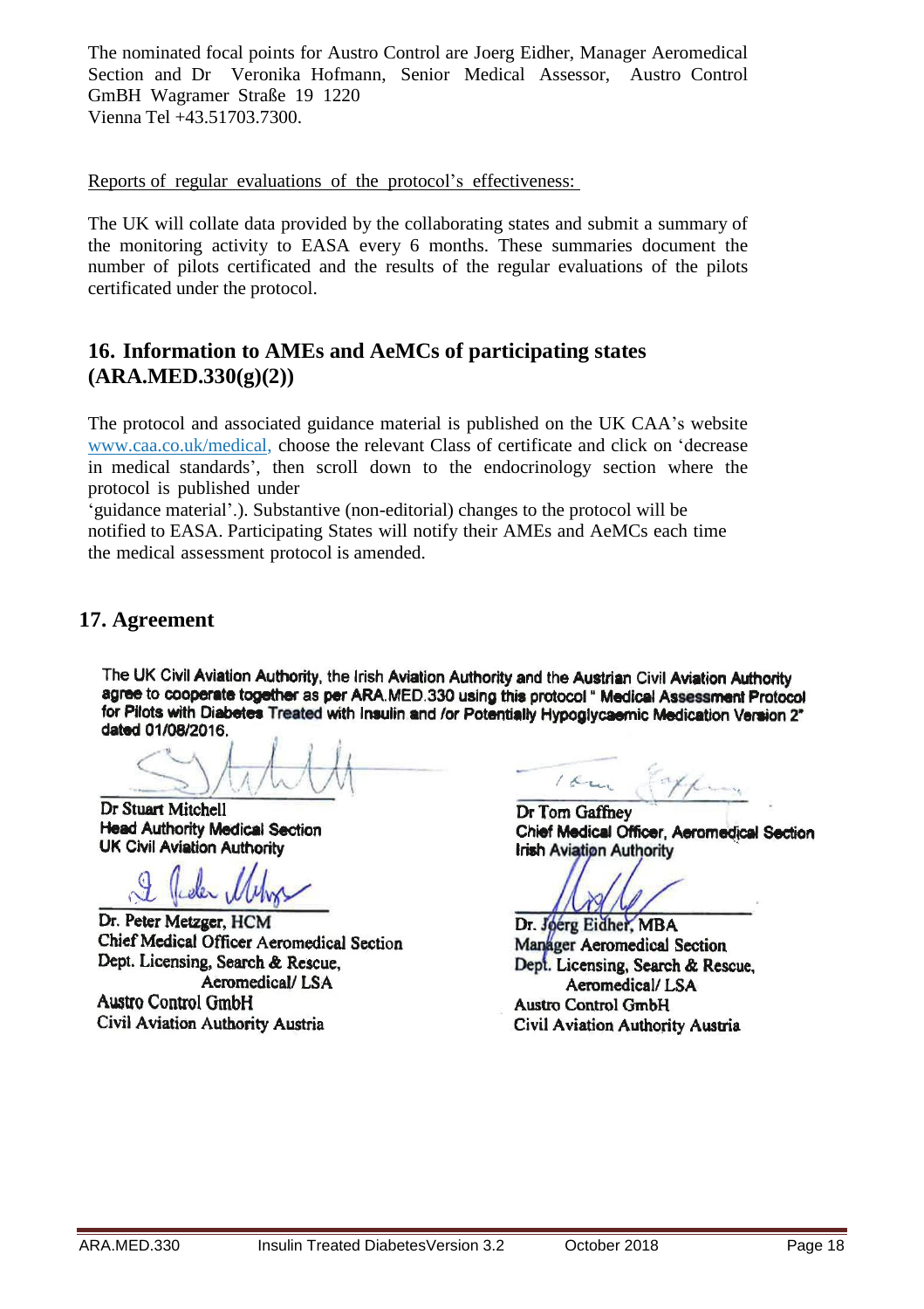The nominated focal points for Austro Control are Joerg Eidher, Manager Aeromedical Section and Dr Veronika Hofmann, Senior Medical Assessor, Austro Control GmBH Wagramer Straße 19 1220 Vienna Tel +43.51703.7300.

Reports of regular evaluations of the protocol's effectiveness:

The UK will collate data provided by the collaborating states and submit a summary of the monitoring activity to EASA every 6 months. These summaries document the number of pilots certificated and the results of the regular evaluations of the pilots certificated under the protocol.

## 16. Information to AMEs and AeMCs of participating states (ARA.MED.330(g)(2))

The protocol and associated guidance material is published on the UK CAA's website www.caa.co.uk/medical, choose the relevant Class of certificate and click on 'decrease in medical standards', then scroll down to the endocrinology section where the protocol is published under 'guidance material'.). Substantive (non-editorial) changes to the protocol will be notified to EASA. Participating States will notify their AMEs and AeMCs each time the medical assessment protocol is amended.

## 17. Agreement

The UK Civil Aviation Authority, the Irish Aviation Authority and the Austrian Civil Aviation Authority agree to cooperate together as per ARA.MED.330 using this protocol " Medical Assessment Protocol for Pilots with Diabetes Treated with Insulin and /or Potentially Hypoglycaemic Medication Version 2" dated 01/08/2016.

Dr Stuart Mitchell
Head Authority Medical Section
UK Civil Aviation Authority

Dr Tom Gaffney
Chief Medical Officer, Aeromedical Section
Irish Aviation Authority

Dr. Peter Metzger, HCM
Chief Medical Officer Aeromedical Section
Dept. Licensing, Search & Rescue,
Aeromedical/ LSA
Austro Control GmbH
Civil Aviation Authority Austria

Dr. Joerg Eidher, MBA
Manager Aeromedical Section
Dept. Licensing, Search & Rescue,
Aeromedical/ LSA
Austro Control GmbH
Civil Aviation Authority Austria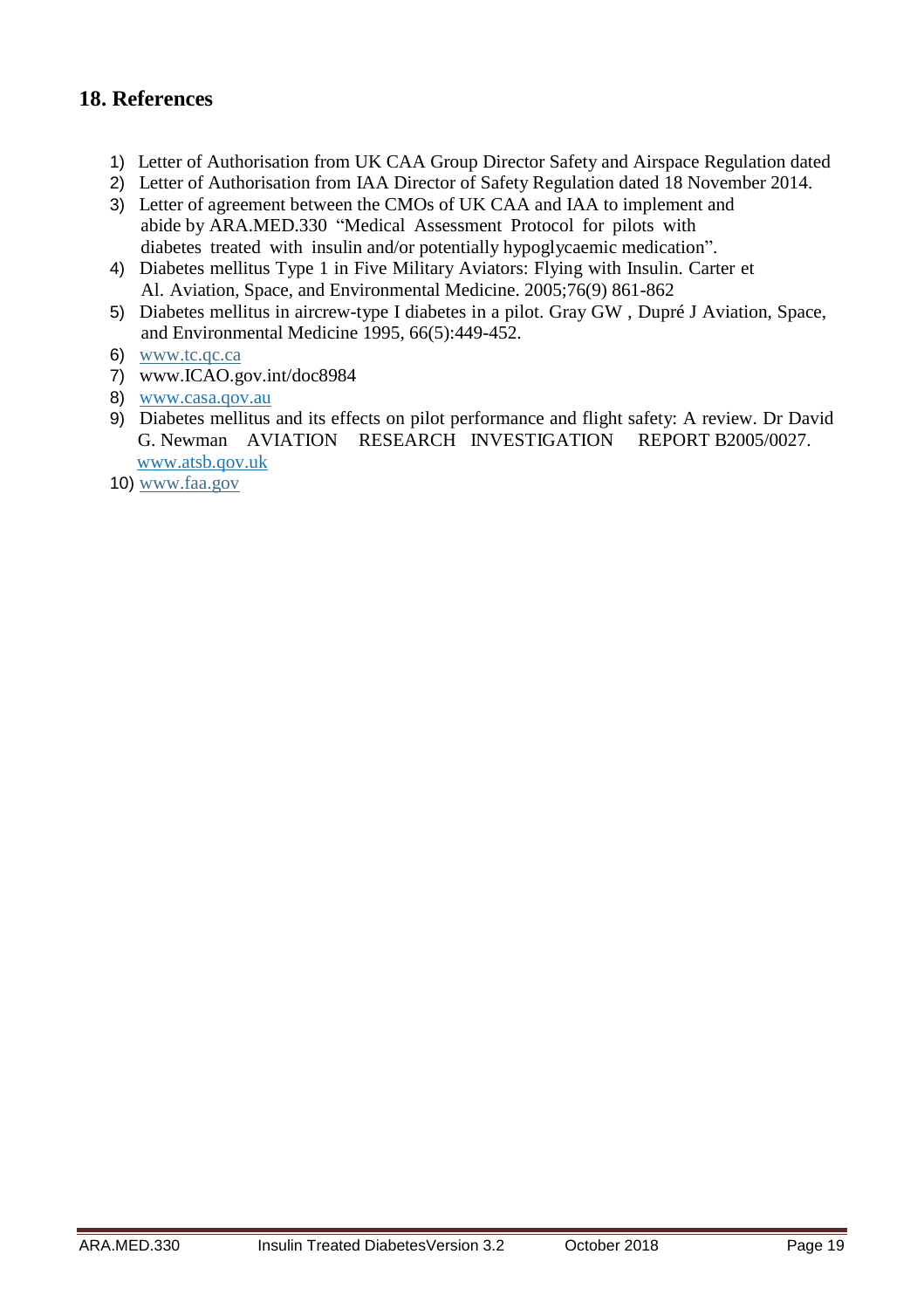## 18. References

1) Letter of Authorisation from UK CAA Group Director Safety and Airspace Regulation dated
2) Letter of Authorisation from IAA Director of Safety Regulation dated 18 November 2014.
3) Letter of agreement between the CMOs of UK CAA and IAA to implement and abide by ARA.MED.330 "Medical Assessment Protocol for pilots with diabetes treated with insulin and/or potentially hypoglycaemic medication".
4) Diabetes mellitus Type 1 in Five Military Aviators: Flying with Insulin. Carter et Al. Aviation, Space, and Environmental Medicine. 2005;76(9) 861-862
5) Diabetes mellitus in aircrew-type I diabetes in a pilot. Gray GW , Dupré J Aviation, Space, and Environmental Medicine 1995, 66(5):449-452.
6) www.tc.qc.ca
7) www.ICAO.gov.int/doc8984
8) www.casa.qov.au
9) Diabetes mellitus and its effects on pilot performance and flight safety: A review. Dr David G. Newman AVIATION RESEARCH INVESTIGATION REPORT B2005/0027. www.atsb.qov.uk
10) www.faa.gov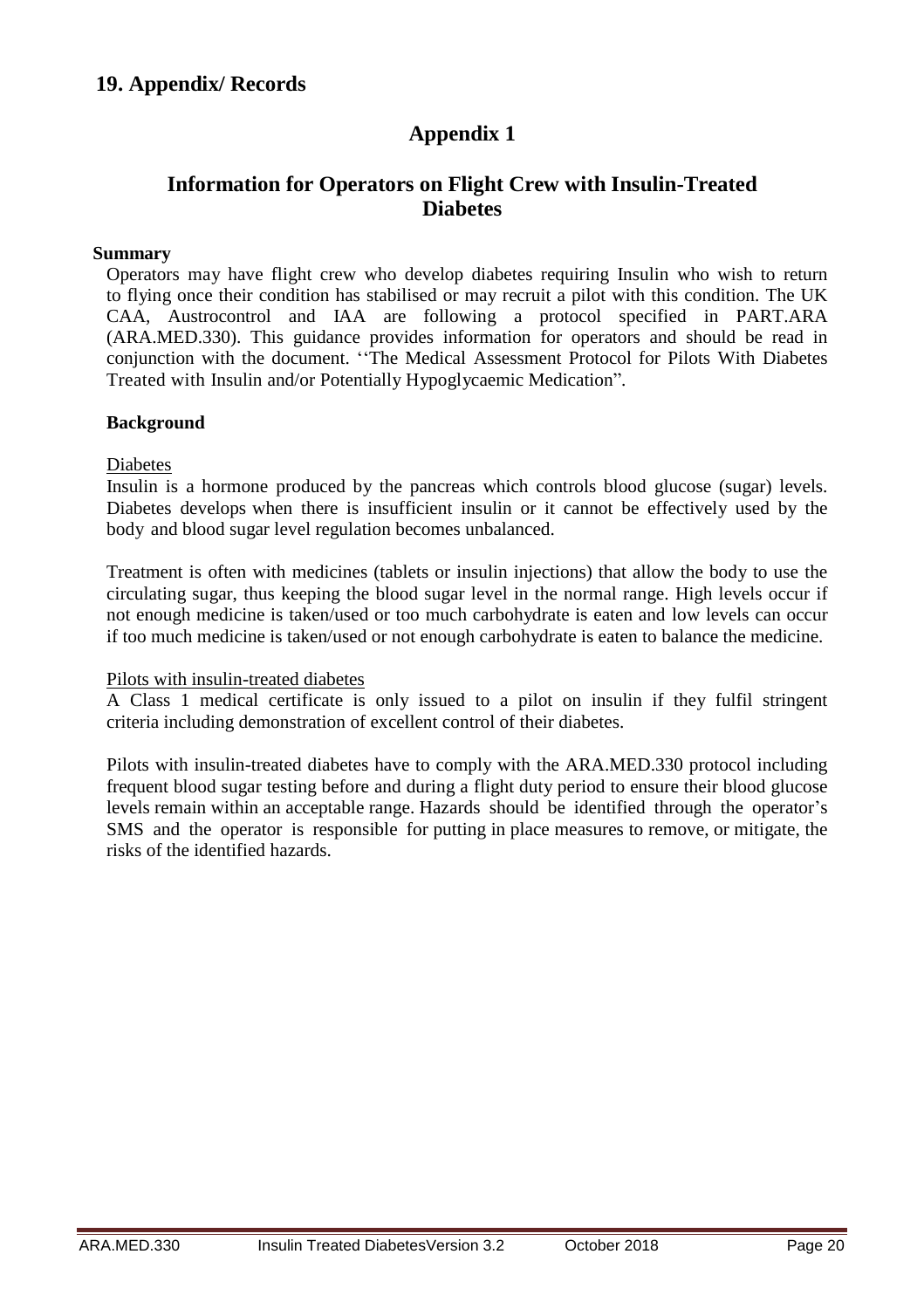## 19. Appendix/ Records

# Appendix 1

## Information for Operators on Flight Crew with Insulin-Treated Diabetes

**Summary**

Operators may have flight crew who develop diabetes requiring Insulin who wish to return to flying once their condition has stabilised or may recruit a pilot with this condition. The UK CAA, Austrocontrol and IAA are following a protocol specified in PART.ARA (ARA.MED.330). This guidance provides information for operators and should be read in conjunction with the document. ''The Medical Assessment Protocol for Pilots With Diabetes Treated with Insulin and/or Potentially Hypoglycaemic Medication".

**Background**

Diabetes

Insulin is a hormone produced by the pancreas which controls blood glucose (sugar) levels. Diabetes develops when there is insufficient insulin or it cannot be effectively used by the body and blood sugar level regulation becomes unbalanced.

Treatment is often with medicines (tablets or insulin injections) that allow the body to use the circulating sugar, thus keeping the blood sugar level in the normal range. High levels occur if not enough medicine is taken/used or too much carbohydrate is eaten and low levels can occur if too much medicine is taken/used or not enough carbohydrate is eaten to balance the medicine.

Pilots with insulin-treated diabetes

A Class 1 medical certificate is only issued to a pilot on insulin if they fulfil stringent criteria including demonstration of excellent control of their diabetes.

Pilots with insulin-treated diabetes have to comply with the ARA.MED.330 protocol including frequent blood sugar testing before and during a flight duty period to ensure their blood glucose levels remain within an acceptable range. Hazards should be identified through the operator's SMS and the operator is responsible for putting in place measures to remove, or mitigate, the risks of the identified hazards.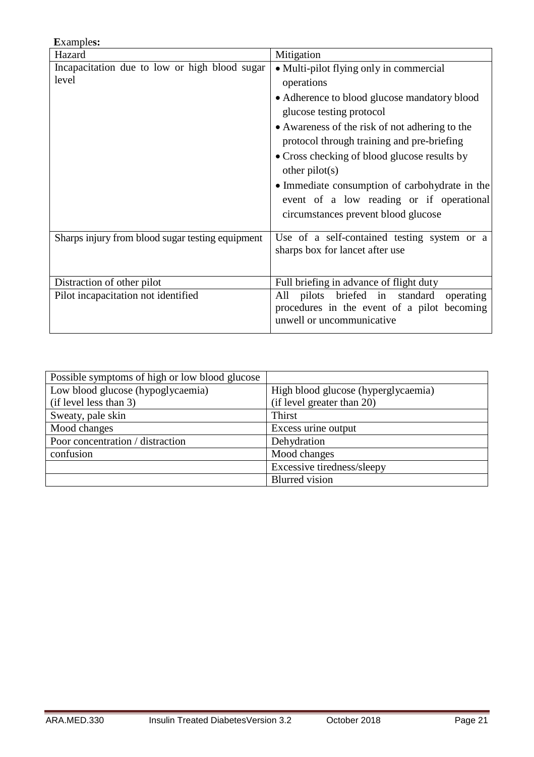**E**xample**s:**

| Hazard | Mitigation |
|---|---|
| Incapacitation due to low or high blood sugar level | • Multi-pilot flying only in commercial operations<br>• Adherence to blood glucose mandatory blood glucose testing protocol<br>• Awareness of the risk of not adhering to the protocol through training and pre-briefing<br>• Cross checking of blood glucose results by other pilot(s)<br>• Immediate consumption of carbohydrate in the event of a low reading or if operational circumstances prevent blood glucose |
| Sharps injury from blood sugar testing equipment | Use of a self-contained testing system or a sharps box for lancet after use |
| Distraction of other pilot | Full briefing in advance of flight duty |
| Pilot incapacitation not identified | All pilots briefed in standard operating procedures in the event of a pilot becoming unwell or uncommunicative |

| Possible symptoms of high or low blood glucose | |
|---|---|
| Low blood glucose (hypoglycaemia)<br>(if level less than 3) | High blood glucose (hyperglycaemia)<br>(if level greater than 20) |
| Sweaty, pale skin | Thirst |
| Mood changes | Excess urine output |
| Poor concentration / distraction | Dehydration |
| confusion | Mood changes |
| | Excessive tiredness/sleepy |
| | Blurred vision |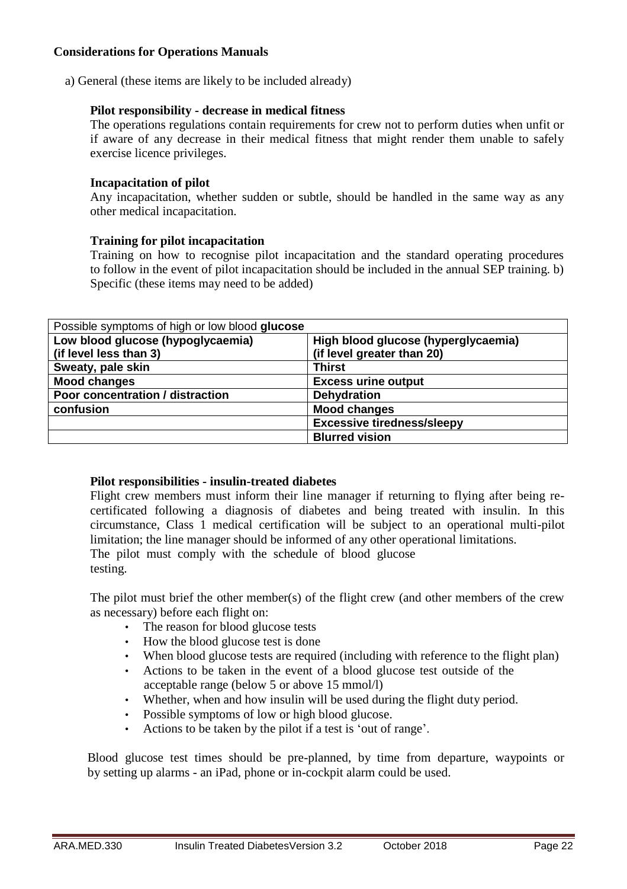**Considerations for Operations Manuals**

a) General (these items are likely to be included already)

**Pilot responsibility - decrease in medical fitness**

The operations regulations contain requirements for crew not to perform duties when unfit or if aware of any decrease in their medical fitness that might render them unable to safely exercise licence privileges.

**Incapacitation of pilot**

Any incapacitation, whether sudden or subtle, should be handled in the same way as any other medical incapacitation.

**Training for pilot incapacitation**

Training on how to recognise pilot incapacitation and the standard operating procedures to follow in the event of pilot incapacitation should be included in the annual SEP training. b) Specific (these items may need to be added)

| Possible symptoms of high or low blood **glucose** | |
|---|---|
| **Low blood glucose (hypoglycaemia) (if level less than 3)** | **High blood glucose (hyperglycaemia) (if level greater than 20)** |
| **Sweaty, pale skin** | **Thirst** |
| **Mood changes** | **Excess urine output** |
| **Poor concentration / distraction** | **Dehydration** |
| **confusion** | **Mood changes** |
| | **Excessive tiredness/sleepy** |
| | **Blurred vision** |

**Pilot responsibilities - insulin-treated diabetes**

Flight crew members must inform their line manager if returning to flying after being re-certificated following a diagnosis of diabetes and being treated with insulin. In this circumstance, Class 1 medical certification will be subject to an operational multi-pilot limitation; the line manager should be informed of any other operational limitations. The pilot must comply with the schedule of blood glucose testing.

The pilot must brief the other member(s) of the flight crew (and other members of the crew as necessary) before each flight on:

- The reason for blood glucose tests
- How the blood glucose test is done
- When blood glucose tests are required (including with reference to the flight plan)
- Actions to be taken in the event of a blood glucose test outside of the acceptable range (below 5 or above 15 mmol/l)
- Whether, when and how insulin will be used during the flight duty period.
- Possible symptoms of low or high blood glucose.
- Actions to be taken by the pilot if a test is 'out of range'.

Blood glucose test times should be pre-planned, by time from departure, waypoints or by setting up alarms - an iPad, phone or in-cockpit alarm could be used.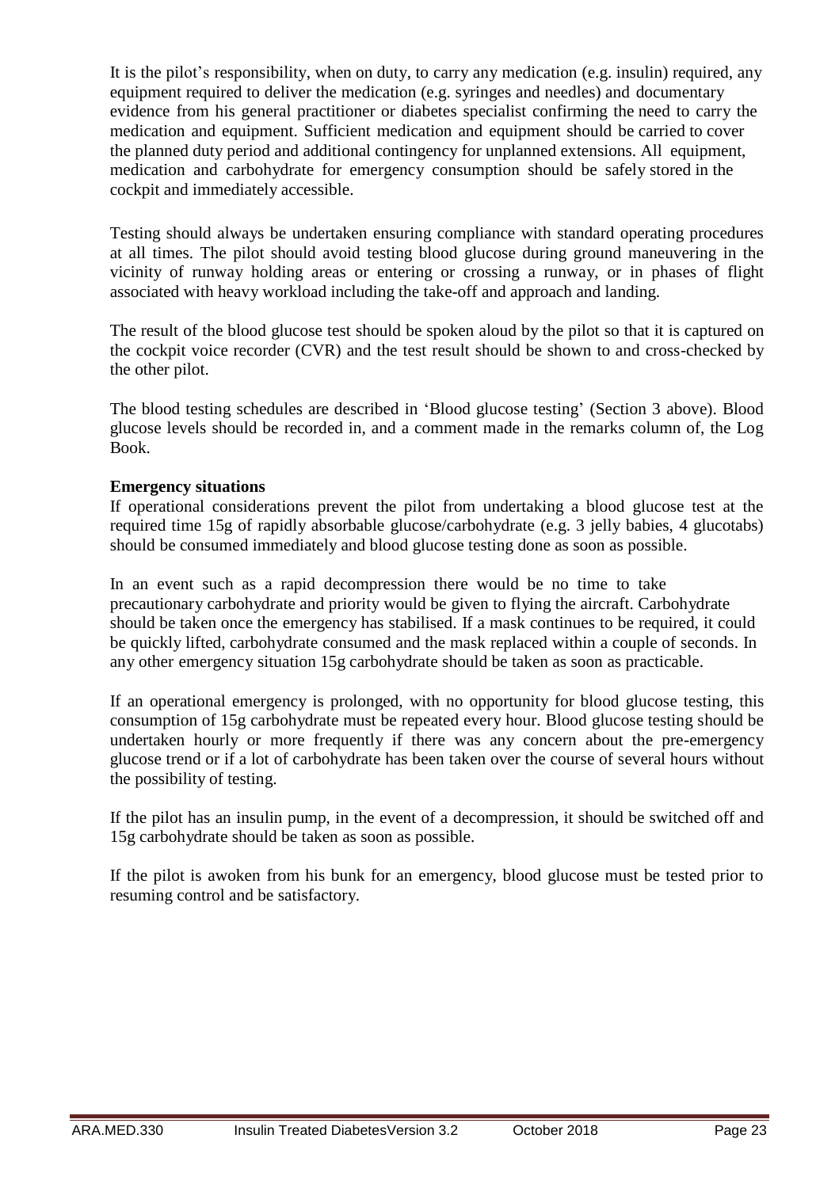It is the pilot's responsibility, when on duty, to carry any medication (e.g. insulin) required, any equipment required to deliver the medication (e.g. syringes and needles) and documentary evidence from his general practitioner or diabetes specialist confirming the need to carry the medication and equipment. Sufficient medication and equipment should be carried to cover the planned duty period and additional contingency for unplanned extensions. All equipment, medication and carbohydrate for emergency consumption should be safely stored in the cockpit and immediately accessible.

Testing should always be undertaken ensuring compliance with standard operating procedures at all times. The pilot should avoid testing blood glucose during ground maneuvering in the vicinity of runway holding areas or entering or crossing a runway, or in phases of flight associated with heavy workload including the take-off and approach and landing.

The result of the blood glucose test should be spoken aloud by the pilot so that it is captured on the cockpit voice recorder (CVR) and the test result should be shown to and cross-checked by the other pilot.

The blood testing schedules are described in 'Blood glucose testing' (Section 3 above). Blood glucose levels should be recorded in, and a comment made in the remarks column of, the Log Book.

**Emergency situations**

If operational considerations prevent the pilot from undertaking a blood glucose test at the required time 15g of rapidly absorbable glucose/carbohydrate (e.g. 3 jelly babies, 4 glucotabs) should be consumed immediately and blood glucose testing done as soon as possible.

In an event such as a rapid decompression there would be no time to take precautionary carbohydrate and priority would be given to flying the aircraft. Carbohydrate should be taken once the emergency has stabilised. If a mask continues to be required, it could be quickly lifted, carbohydrate consumed and the mask replaced within a couple of seconds. In any other emergency situation 15g carbohydrate should be taken as soon as practicable.

If an operational emergency is prolonged, with no opportunity for blood glucose testing, this consumption of 15g carbohydrate must be repeated every hour. Blood glucose testing should be undertaken hourly or more frequently if there was any concern about the pre-emergency glucose trend or if a lot of carbohydrate has been taken over the course of several hours without the possibility of testing.

If the pilot has an insulin pump, in the event of a decompression, it should be switched off and 15g carbohydrate should be taken as soon as possible.

If the pilot is awoken from his bunk for an emergency, blood glucose must be tested prior to resuming control and be satisfactory.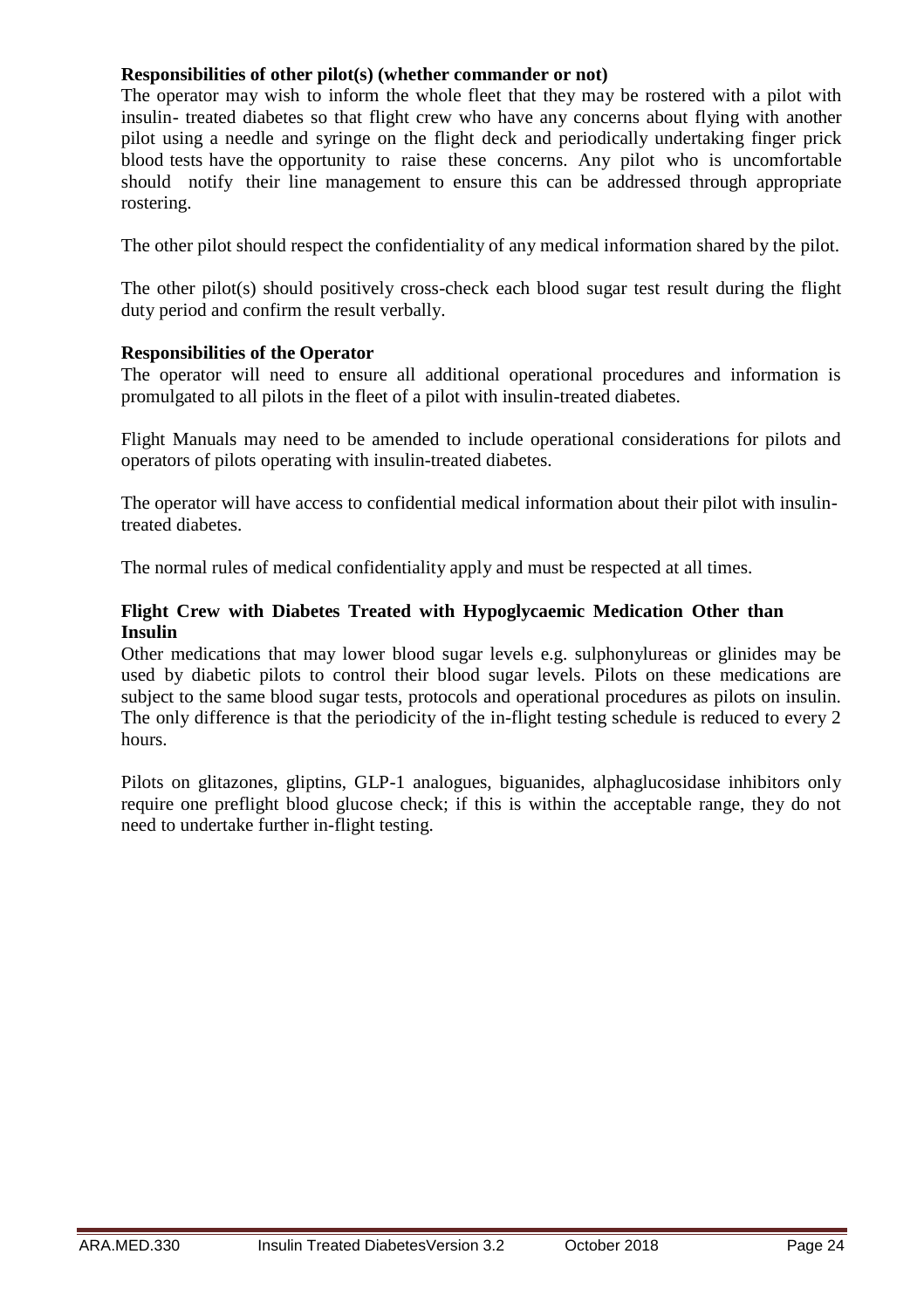### Responsibilities of other pilot(s) (whether commander or not)

The operator may wish to inform the whole fleet that they may be rostered with a pilot with insulin- treated diabetes so that flight crew who have any concerns about flying with another pilot using a needle and syringe on the flight deck and periodically undertaking finger prick blood tests have the opportunity to raise these concerns. Any pilot who is uncomfortable should notify their line management to ensure this can be addressed through appropriate rostering.

The other pilot should respect the confidentiality of any medical information shared by the pilot.

The other pilot(s) should positively cross-check each blood sugar test result during the flight duty period and confirm the result verbally.

### Responsibilities of the Operator

The operator will need to ensure all additional operational procedures and information is promulgated to all pilots in the fleet of a pilot with insulin-treated diabetes.

Flight Manuals may need to be amended to include operational considerations for pilots and operators of pilots operating with insulin-treated diabetes.

The operator will have access to confidential medical information about their pilot with insulin-treated diabetes.

The normal rules of medical confidentiality apply and must be respected at all times.

### Flight Crew with Diabetes Treated with Hypoglycaemic Medication Other than Insulin

Other medications that may lower blood sugar levels e.g. sulphonylureas or glinides may be used by diabetic pilots to control their blood sugar levels. Pilots on these medications are subject to the same blood sugar tests, protocols and operational procedures as pilots on insulin. The only difference is that the periodicity of the in-flight testing schedule is reduced to every 2 hours.

Pilots on glitazones, gliptins, GLP-1 analogues, biguanides, alphaglucosidase inhibitors only require one preflight blood glucose check; if this is within the acceptable range, they do not need to undertake further in-flight testing.